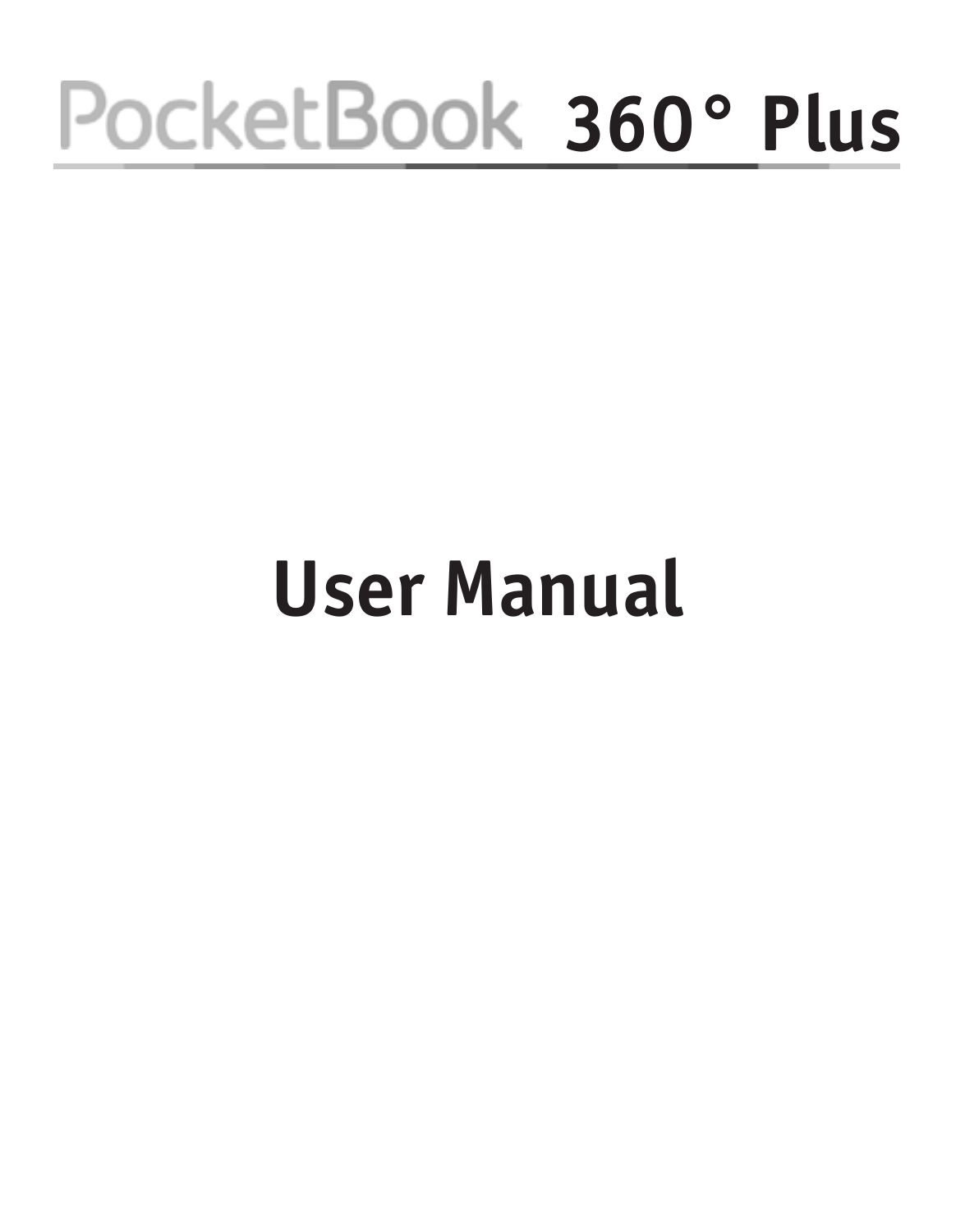# PocketBook 360° Plus

# User Manual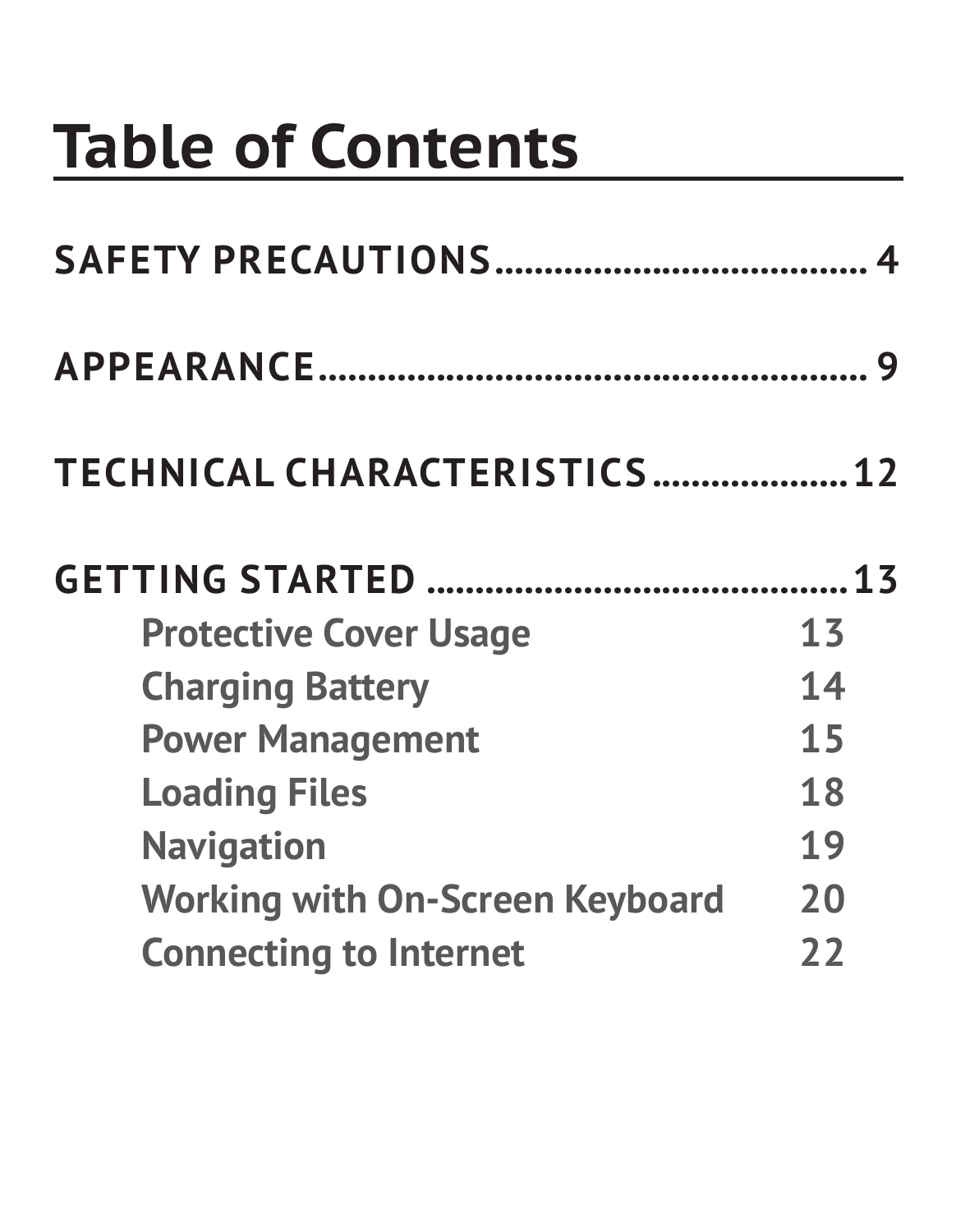# Table of Contents

**SAFETY PRECAUTIONS**...................................... 4

**APPEARANCE**........................................................ 9

**TECHNICAL CHARACTERISTICS**....................12

**GETTING STARTED** ..........................................13

- Protective Cover Usage 13
- Charging Battery 14
- Power Management 15
- Loading Files 18
- Navigation 19
- Working with On-Screen Keyboard 20
- Connecting to Internet 22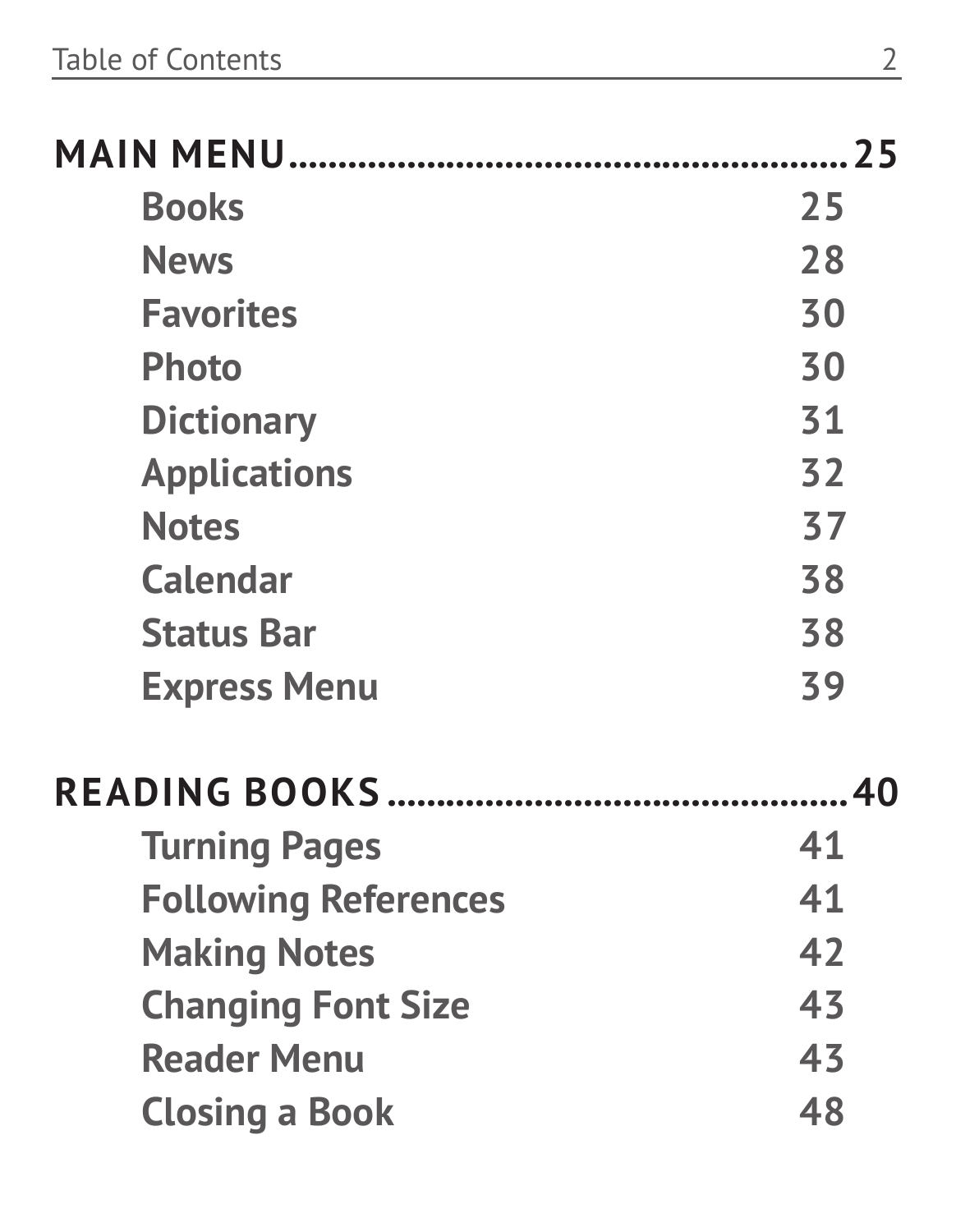**MAIN MENU** ........................................................ **25**

- **Books** 25
- **News** 28
- **Favorites** 30
- **Photo** 30
- **Dictionary** 31
- **Applications** 32
- **Notes** 37
- **Calendar** 38
- **Status Bar** 38
- **Express Menu** 39

**READING BOOKS** ............................................... **40**

- **Turning Pages** 41
- **Following References** 41
- **Making Notes** 42
- **Changing Font Size** 43
- **Reader Menu** 43
- **Closing a Book** 48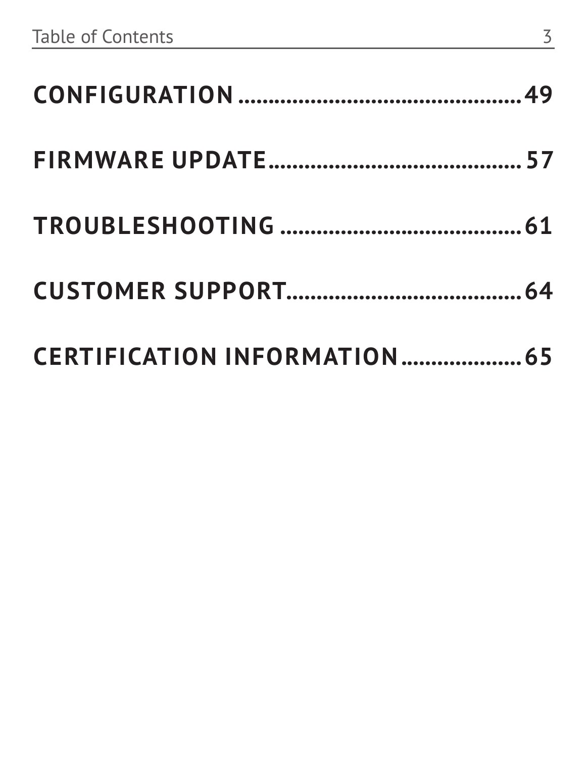**CONFIGURATION................................................49**

**FIRMWARE UPDATE........................................... 57**

**TROUBLESHOOTING .......................................61**

**CUSTOMER SUPPORT.......................................64**

**CERTIFICATION INFORMATION....................65**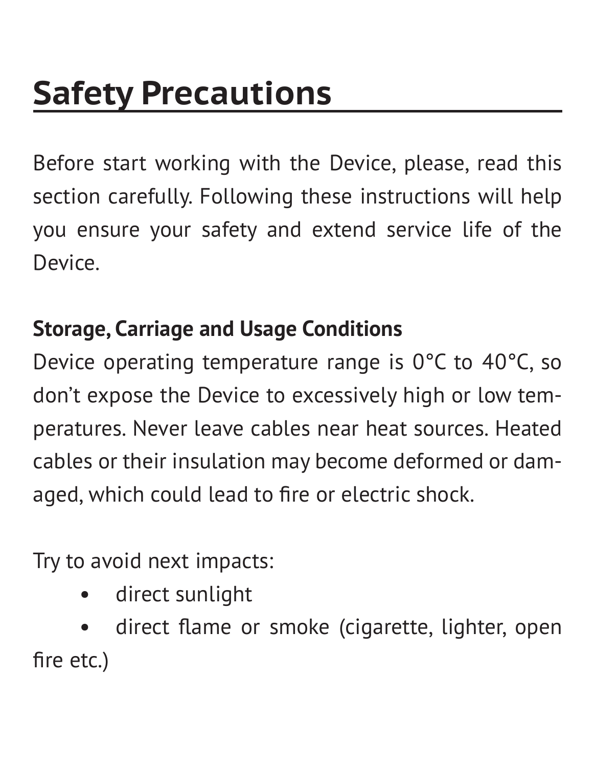# Safety Precautions

Before start working with the Device, please, read this section carefully. Following these instructions will help you ensure your safety and extend service life of the Device.

**Storage, Carriage and Usage Conditions**

Device operating temperature range is 0°C to 40°C, so don't expose the Device to excessively high or low temperatures. Never leave cables near heat sources. Heated cables or their insulation may become deformed or damaged, which could lead to fire or electric shock.

Try to avoid next impacts:

- direct sunlight
- direct flame or smoke (cigarette, lighter, open fire etc.)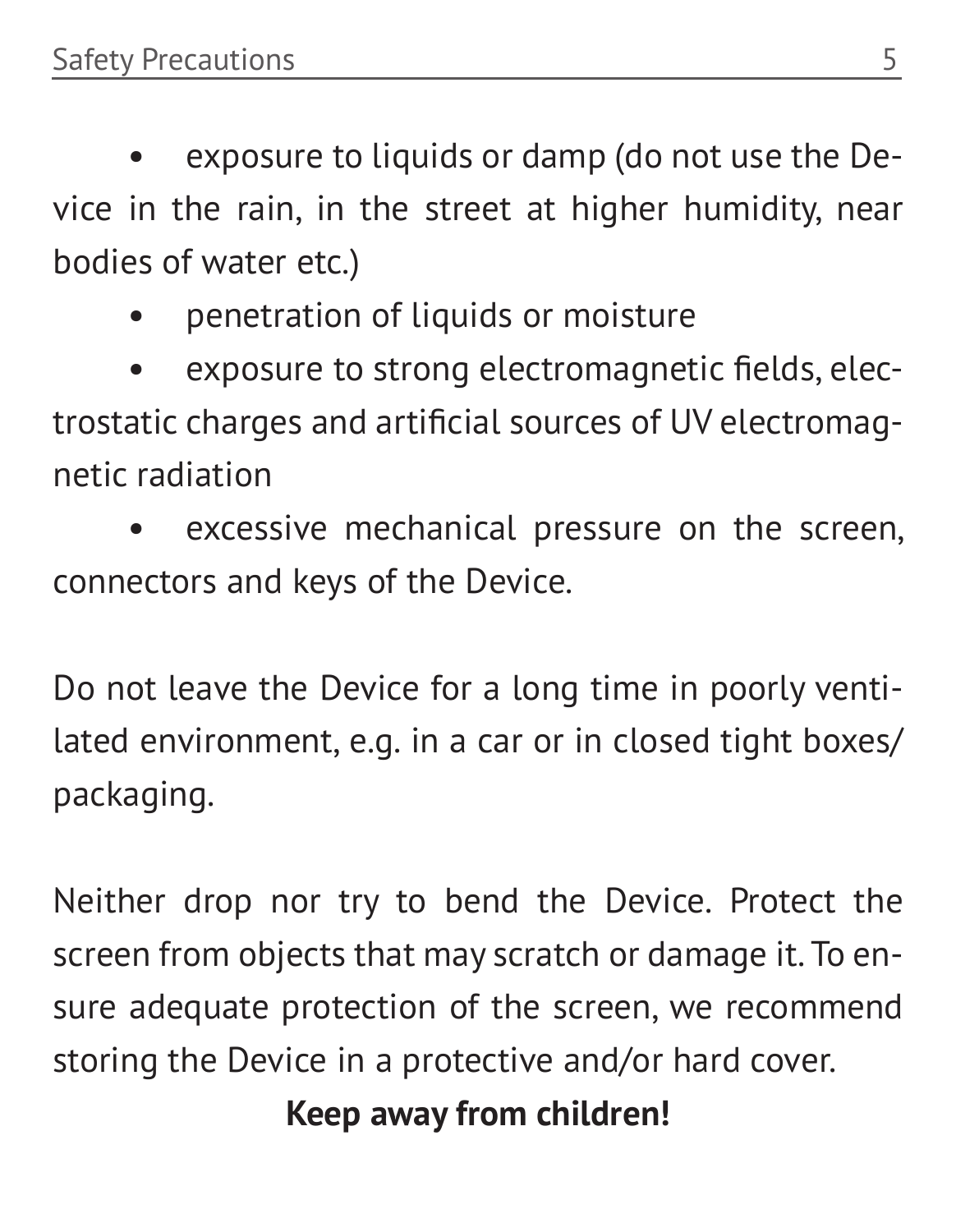- exposure to liquids or damp (do not use the Device in the rain, in the street at higher humidity, near bodies of water etc.)
- penetration of liquids or moisture
- exposure to strong electromagnetic fields, electrostatic charges and artificial sources of UV electromagnetic radiation
- excessive mechanical pressure on the screen, connectors and keys of the Device.

Do not leave the Device for a long time in poorly ventilated environment, e.g. in a car or in closed tight boxes/packaging.

Neither drop nor try to bend the Device. Protect the screen from objects that may scratch or damage it. To ensure adequate protection of the screen, we recommend storing the Device in a protective and/or hard cover.

**Keep away from children!**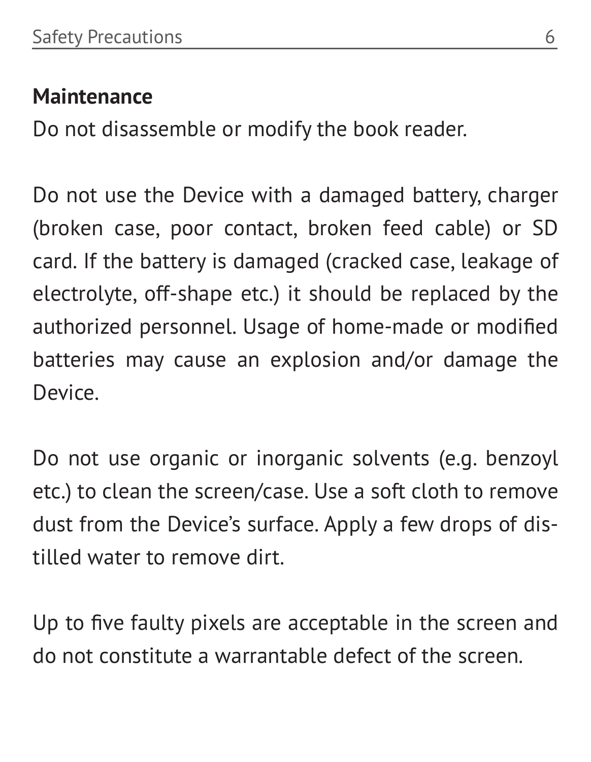**Maintenance**

Do not disassemble or modify the book reader.

Do not use the Device with a damaged battery, charger (broken case, poor contact, broken feed cable) or SD card. If the battery is damaged (cracked case, leakage of electrolyte, off-shape etc.) it should be replaced by the authorized personnel. Usage of home-made or modified batteries may cause an explosion and/or damage the Device.

Do not use organic or inorganic solvents (e.g. benzoyl etc.) to clean the screen/case. Use a soft cloth to remove dust from the Device's surface. Apply a few drops of distilled water to remove dirt.

Up to five faulty pixels are acceptable in the screen and do not constitute a warrantable defect of the screen.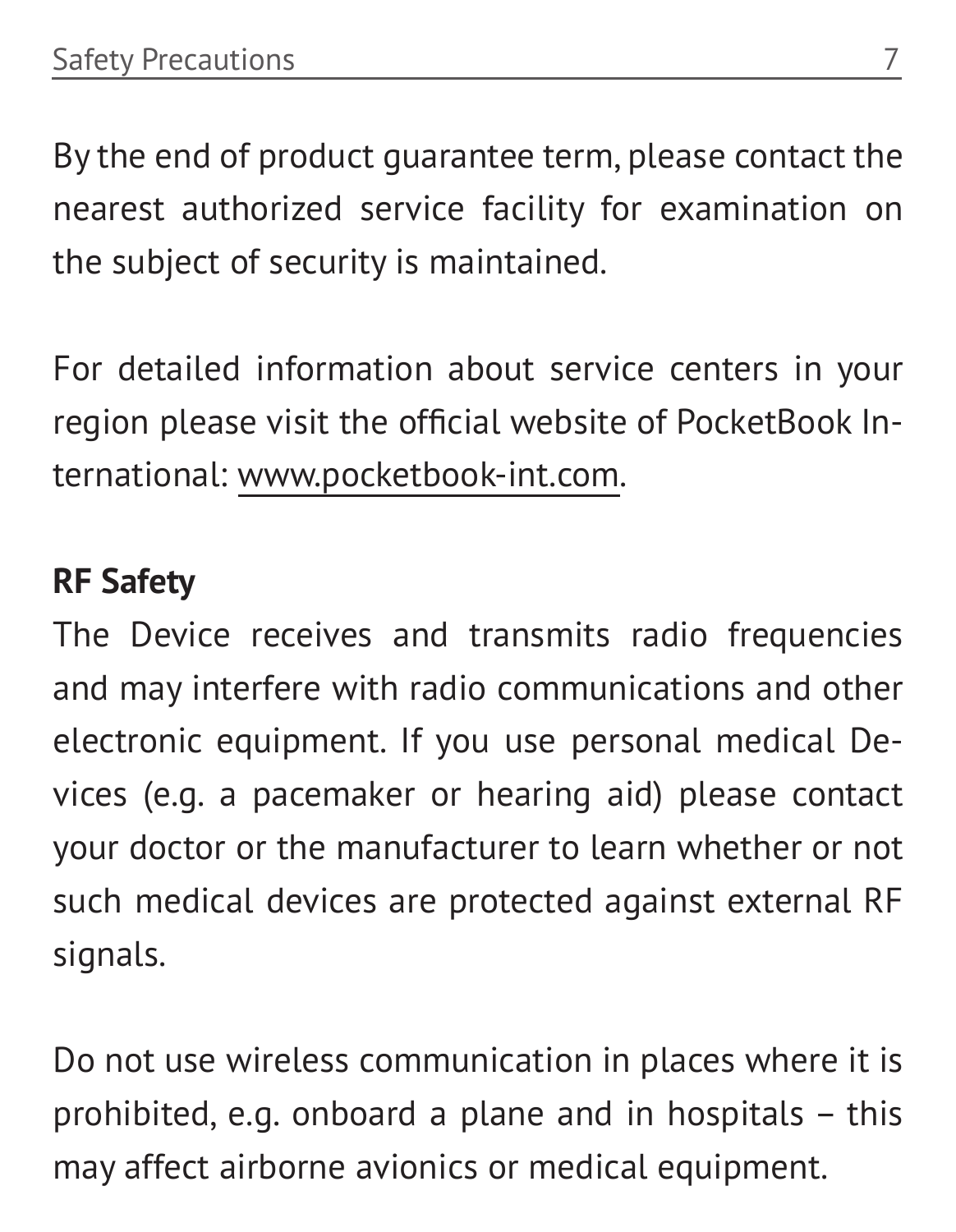By the end of product guarantee term, please contact the nearest authorized service facility for examination on the subject of security is maintained.

For detailed information about service centers in your region please visit the official website of PocketBook International: www.pocketbook-int.com.

**RF Safety**

The Device receives and transmits radio frequencies and may interfere with radio communications and other electronic equipment. If you use personal medical Devices (e.g. a pacemaker or hearing aid) please contact your doctor or the manufacturer to learn whether or not such medical devices are protected against external RF signals.

Do not use wireless communication in places where it is prohibited, e.g. onboard a plane and in hospitals – this may affect airborne avionics or medical equipment.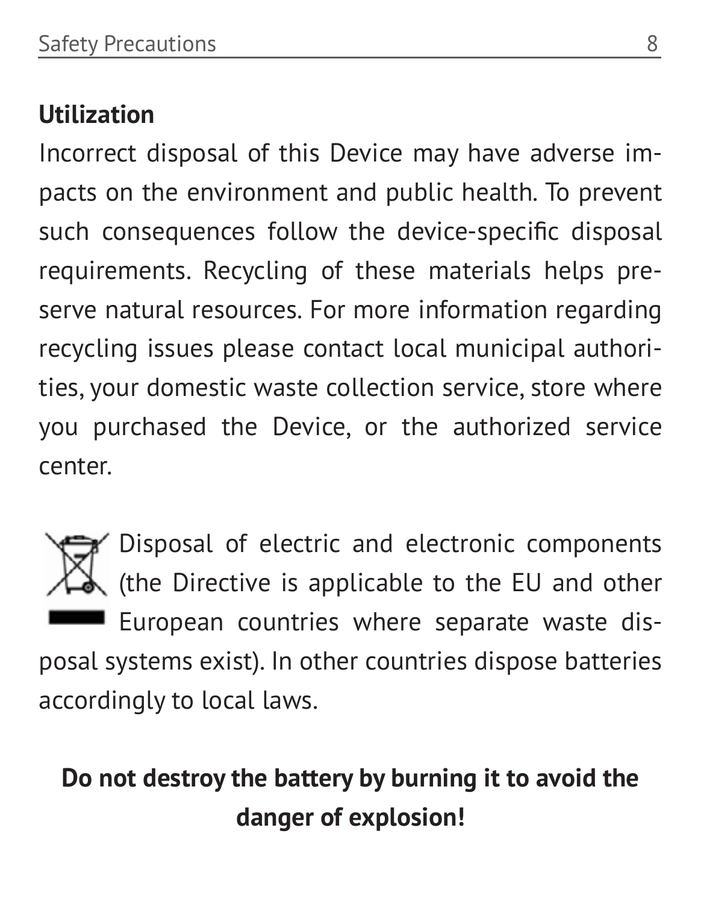## Utilization

Incorrect disposal of this Device may have adverse impacts on the environment and public health. To prevent such consequences follow the device-specific disposal requirements. Recycling of these materials helps preserve natural resources. For more information regarding recycling issues please contact local municipal authorities, your domestic waste collection service, store where you purchased the Device, or the authorized service center.

Disposal of electric and electronic components (the Directive is applicable to the EU and other European countries where separate waste disposal systems exist). In other countries dispose batteries accordingly to local laws.

**Do not destroy the battery by burning it to avoid the danger of explosion!**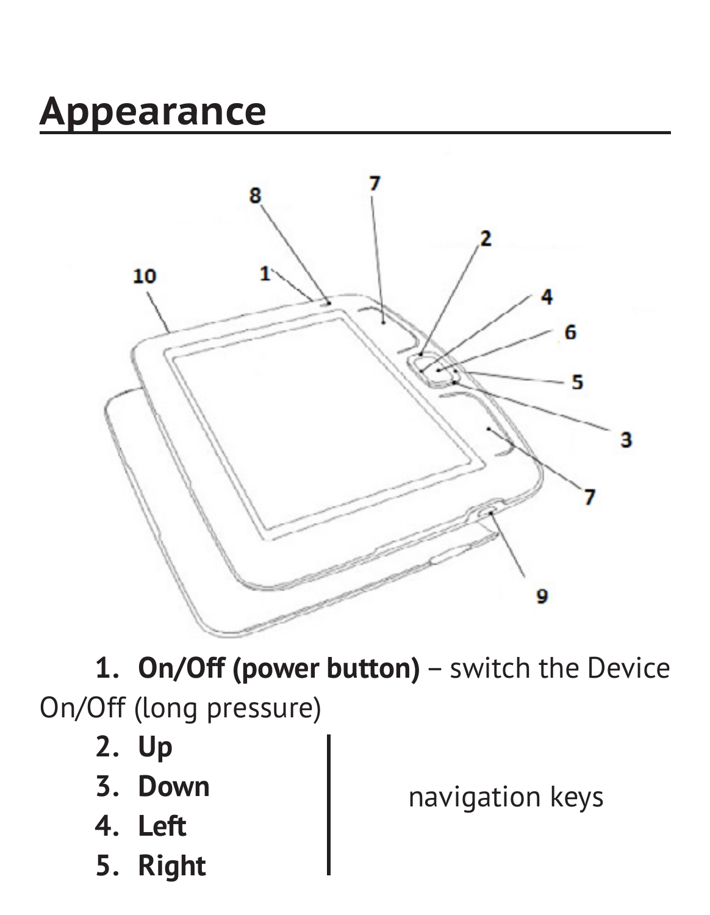# Appearance

1. **On/Off (power button)** – switch the Device On/Off (long pressure)

2. **Up**
3. **Down**
4. **Left**
5. **Right**

navigation keys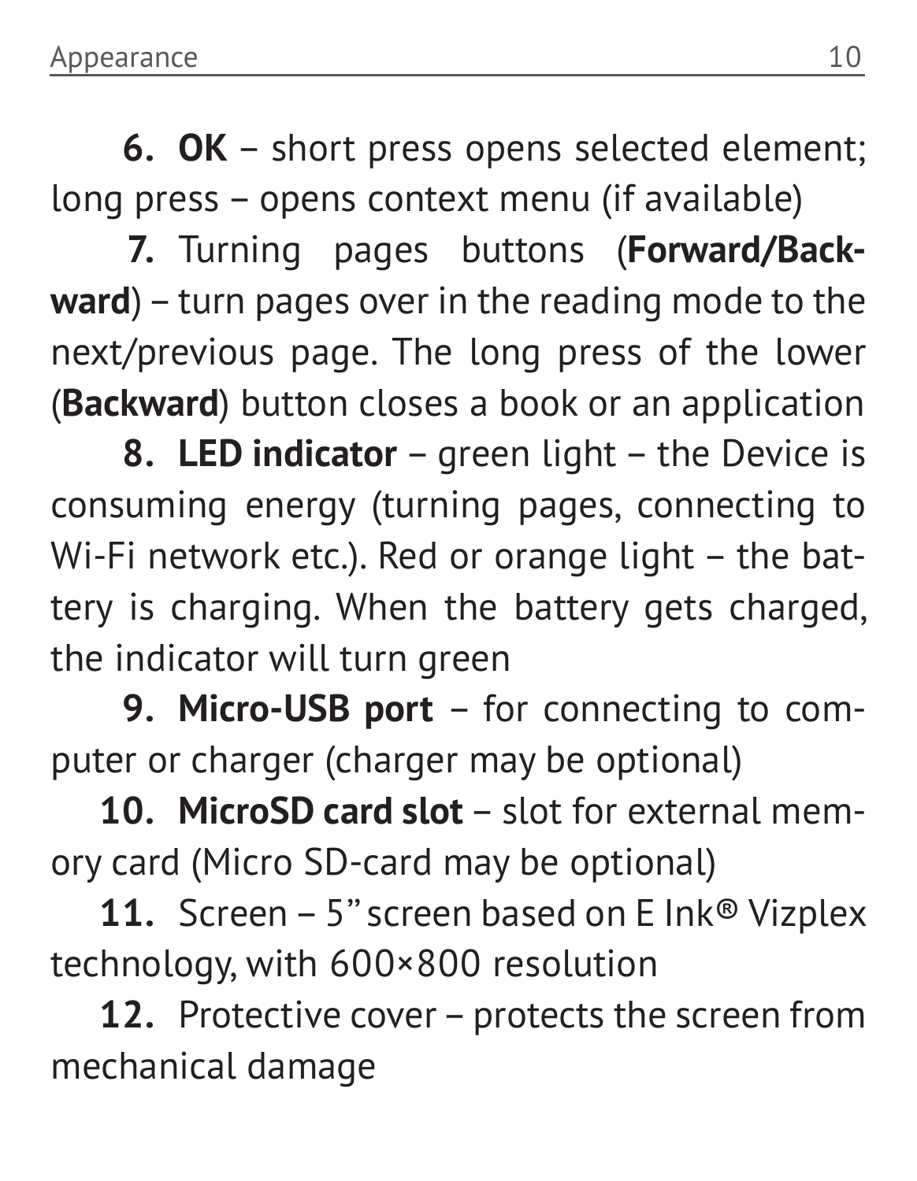6. **OK** – short press opens selected element; long press – opens context menu (if available)

7. Turning pages buttons (**Forward/Backward**) – turn pages over in the reading mode to the next/previous page. The long press of the lower (**Backward**) button closes a book or an application

8. **LED indicator** – green light – the Device is consuming energy (turning pages, connecting to Wi-Fi network etc.). Red or orange light – the battery is charging. When the battery gets charged, the indicator will turn green

9. **Micro-USB port** – for connecting to computer or charger (charger may be optional)

10. **MicroSD card slot** – slot for external memory card (Micro SD-card may be optional)

11. Screen – 5" screen based on E Ink® Vizplex technology, with 600×800 resolution

12. Protective cover – protects the screen from mechanical damage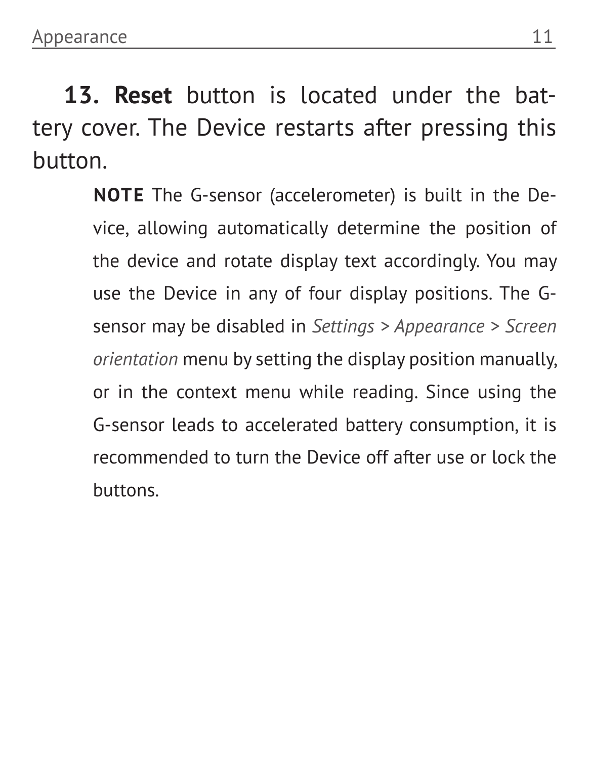**13. Reset** button is located under the battery cover. The Device restarts after pressing this button.

> **NOTE** The G-sensor (accelerometer) is built in the Device, allowing automatically determine the position of the device and rotate display text accordingly. You may use the Device in any of four display positions. The G-sensor may be disabled in *Settings > Appearance > Screen orientation* menu by setting the display position manually, or in the context menu while reading. Since using the G-sensor leads to accelerated battery consumption, it is recommended to turn the Device off after use or lock the buttons.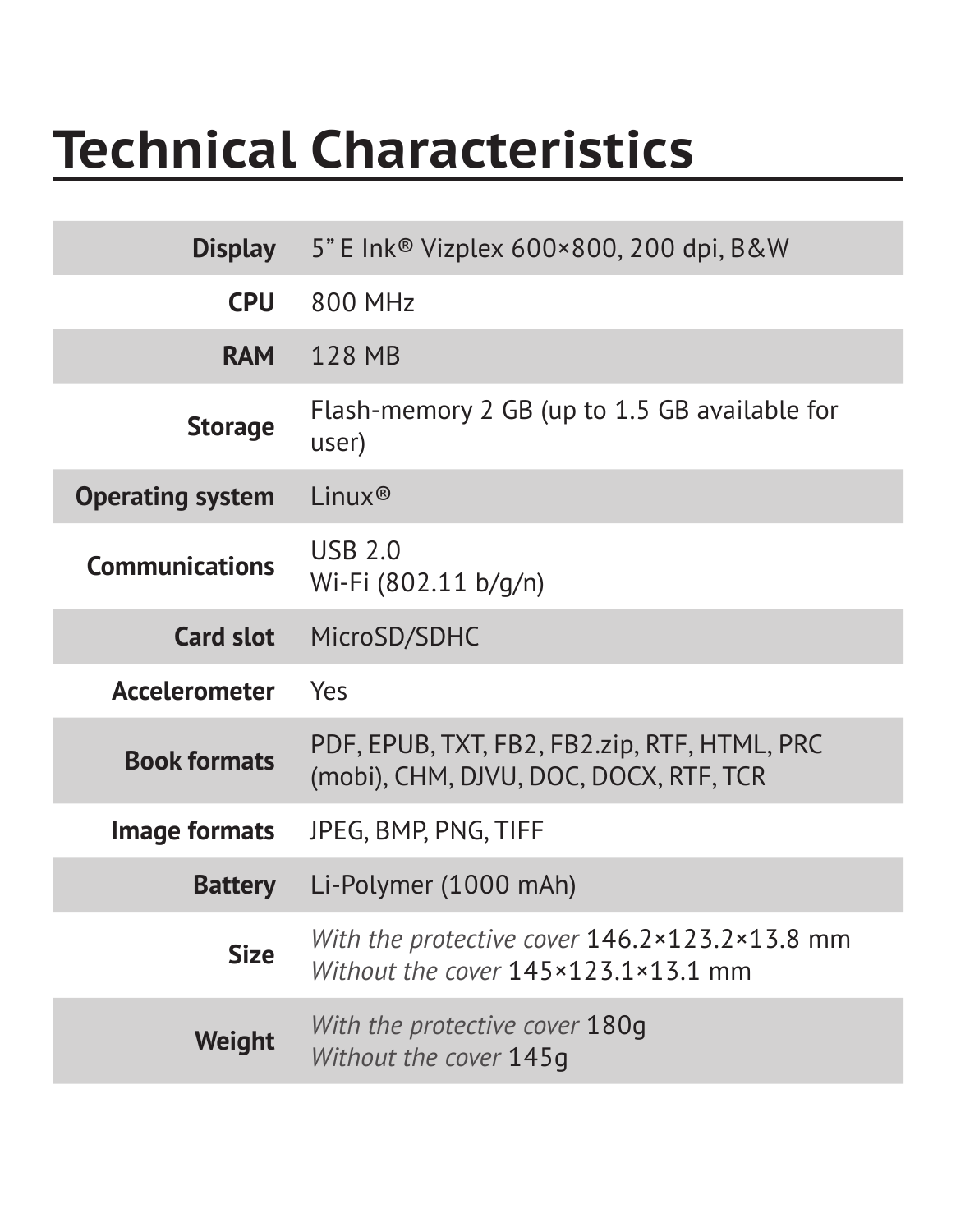# Technical Characteristics

| | |
|---|---|
| **Display** | 5" E Ink® Vizplex 600×800, 200 dpi, B&W |
| **CPU** | 800 MHz |
| **RAM** | 128 MB |
| **Storage** | Flash-memory 2 GB (up to 1.5 GB available for user) |
| **Operating system** | Linux® |
| **Communications** | USB 2.0<br>Wi-Fi (802.11 b/g/n) |
| **Card slot** | MicroSD/SDHC |
| **Accelerometer** | Yes |
| **Book formats** | PDF, EPUB, TXT, FB2, FB2.zip, RTF, HTML, PRC (mobi), CHM, DJVU, DOC, DOCX, RTF, TCR |
| **Image formats** | JPEG, BMP, PNG, TIFF |
| **Battery** | Li-Polymer (1000 mAh) |
| **Size** | *With the protective cover* 146.2×123.2×13.8 mm<br>*Without the cover* 145×123.1×13.1 mm |
| **Weight** | *With the protective cover* 180g<br>*Without the cover* 145g |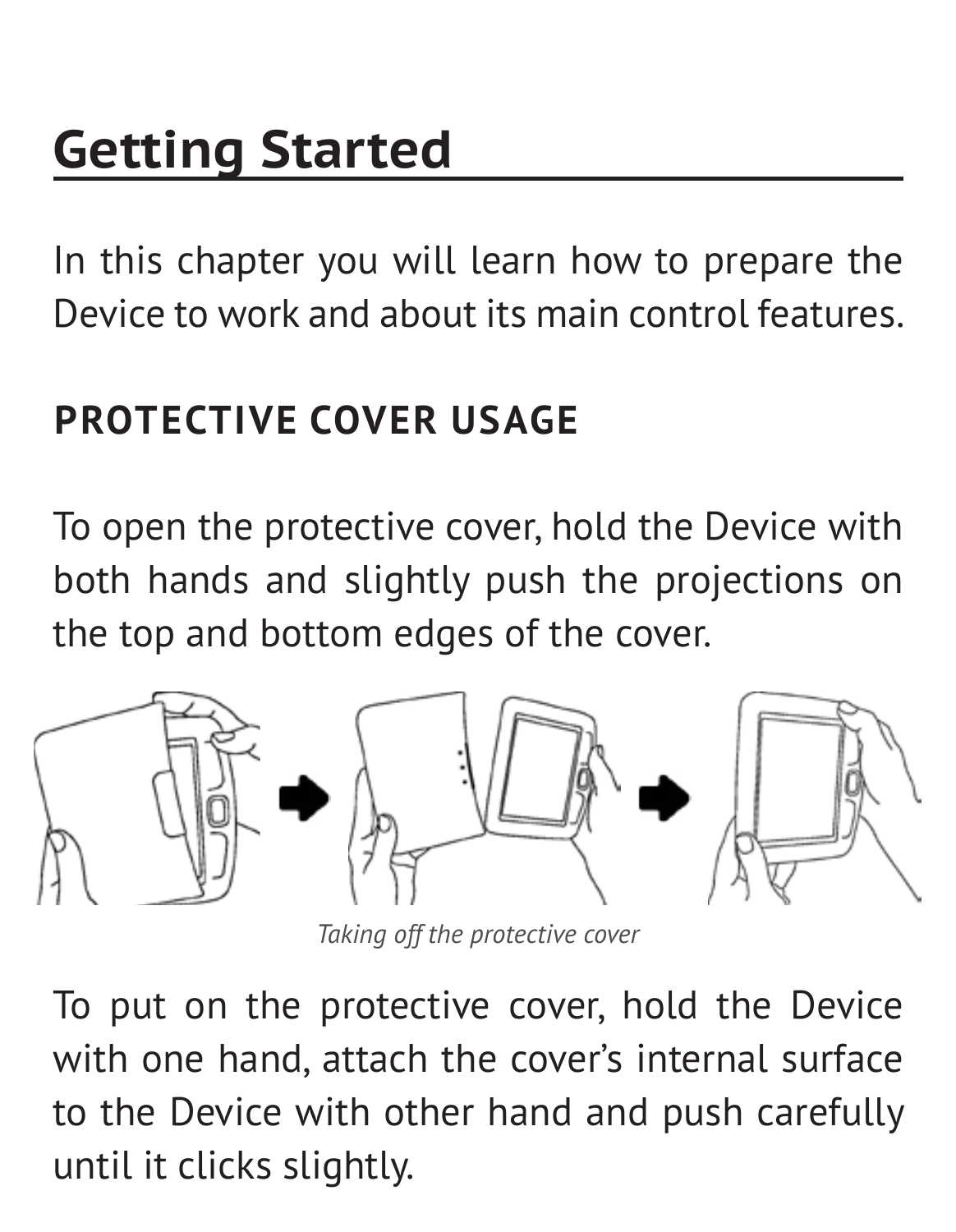# Getting Started

In this chapter you will learn how to prepare the Device to work and about its main control features.

## PROTECTIVE COVER USAGE

To open the protective cover, hold the Device with both hands and slightly push the projections on the top and bottom edges of the cover.

*Taking off the protective cover*

To put on the protective cover, hold the Device with one hand, attach the cover's internal surface to the Device with other hand and push carefully until it clicks slightly.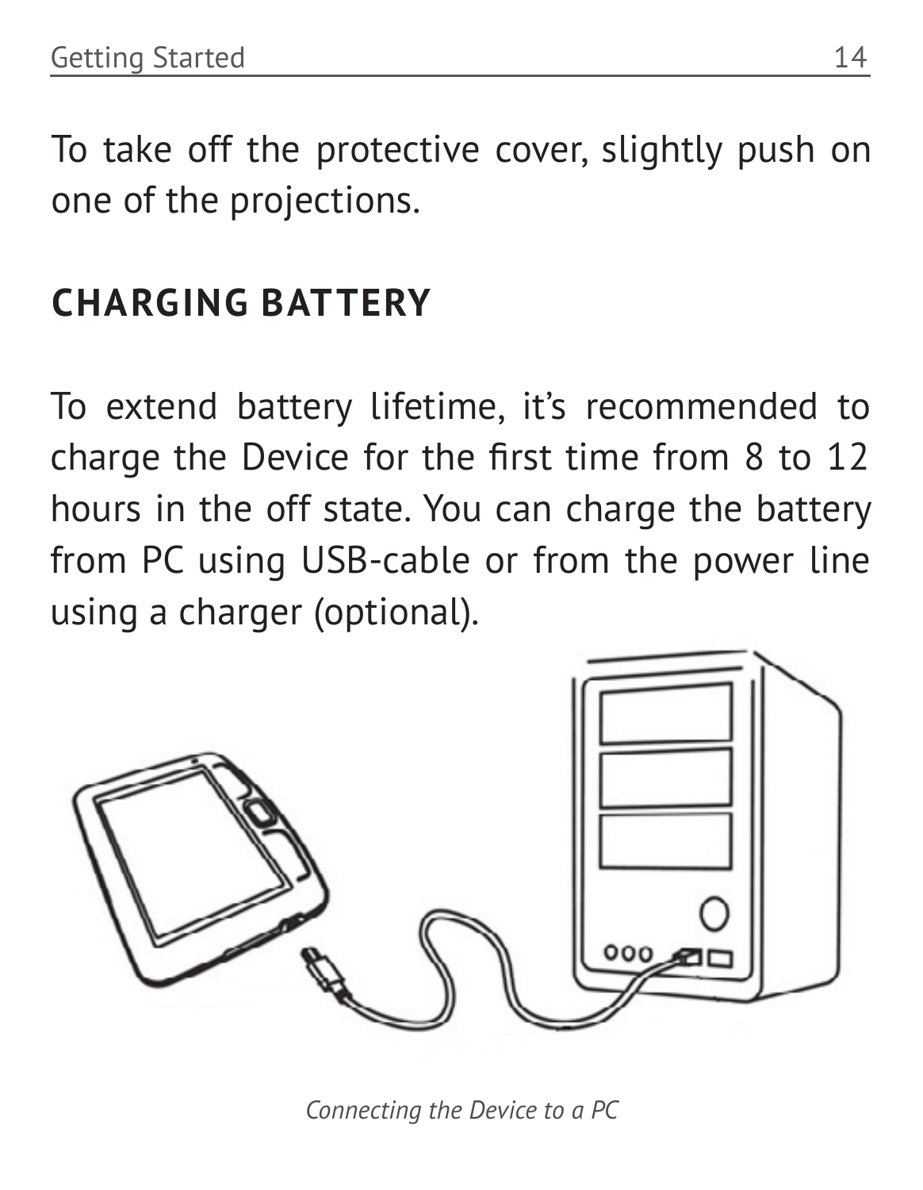To take off the protective cover, slightly push on one of the projections.

## CHARGING BATTERY

To extend battery lifetime, it's recommended to charge the Device for the first time from 8 to 12 hours in the off state. You can charge the battery from PC using USB-cable or from the power line using a charger (optional).

*Connecting the Device to a PC*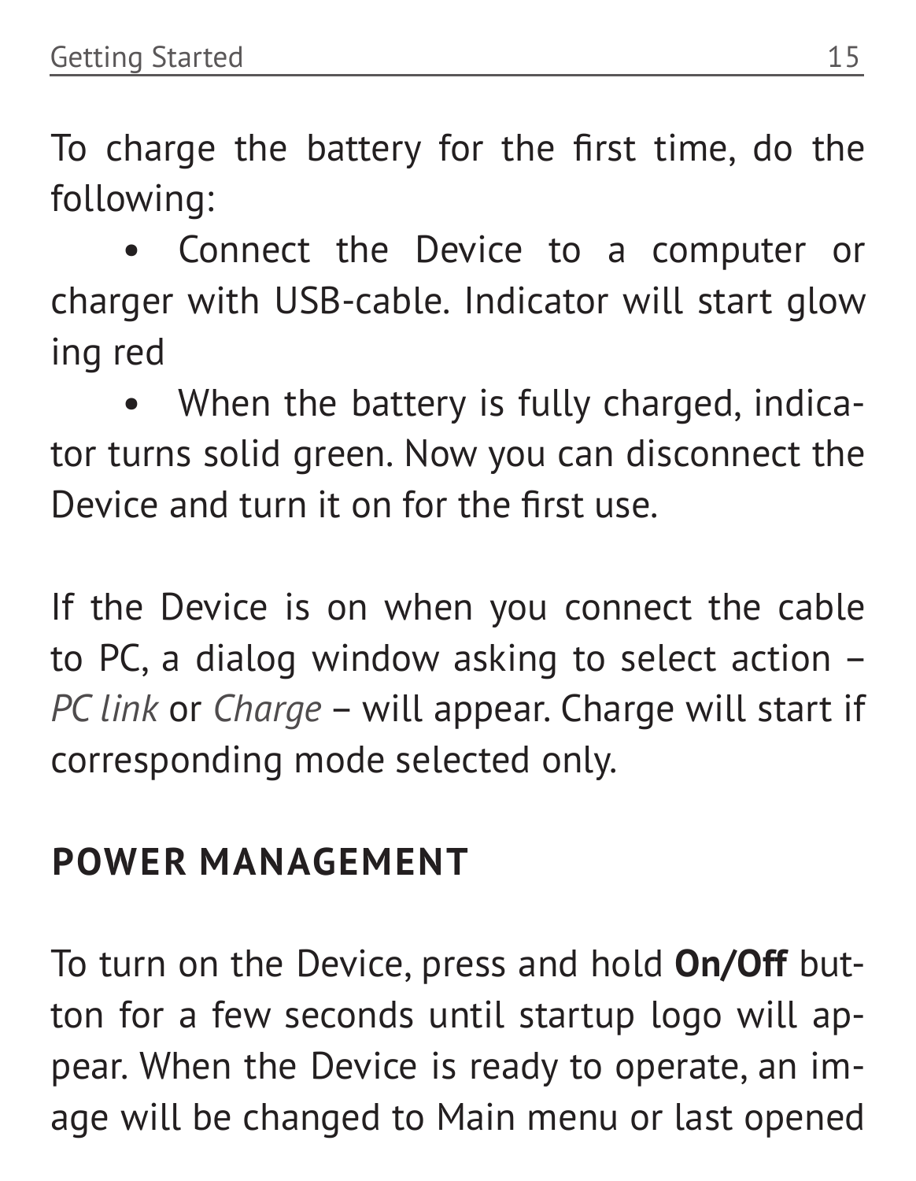To charge the battery for the first time, do the following:

- Connect the Device to a computer or charger with USB-cable. Indicator will start glow ing red
- When the battery is fully charged, indicator turns solid green. Now you can disconnect the Device and turn it on for the first use.

If the Device is on when you connect the cable to PC, a dialog window asking to select action – *PC link* or *Charge* – will appear. Charge will start if corresponding mode selected only.

## POWER MANAGEMENT

To turn on the Device, press and hold **On/Off** button for a few seconds until startup logo will appear. When the Device is ready to operate, an image will be changed to Main menu or last opened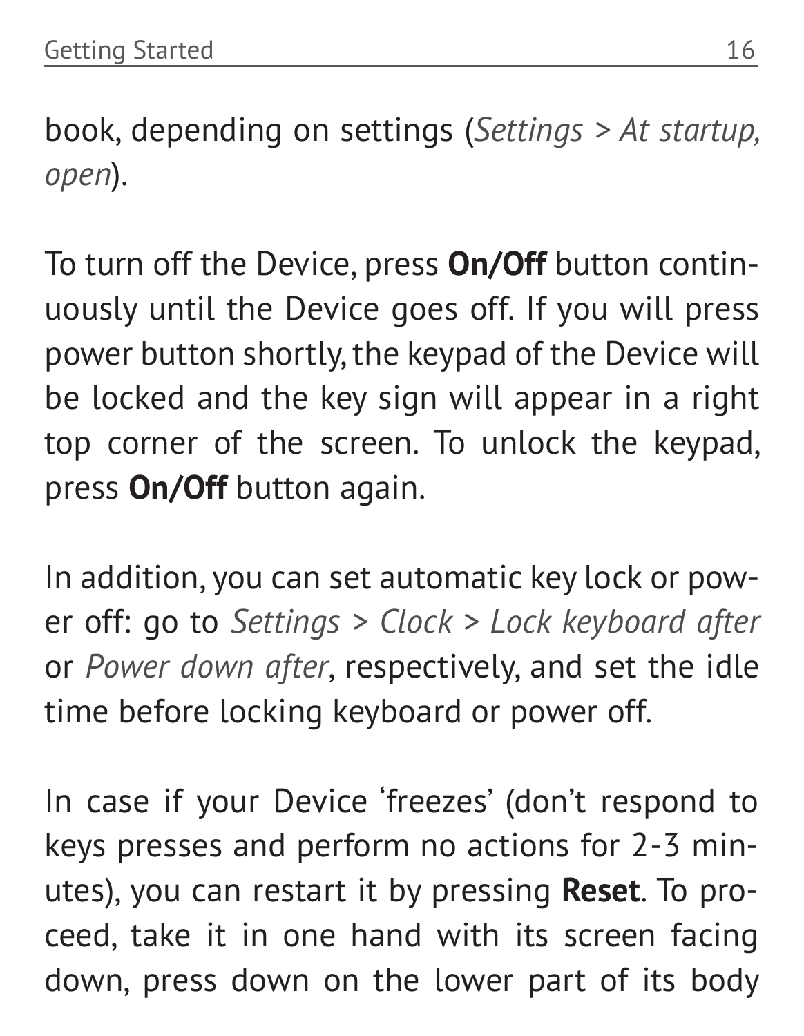book, depending on settings (*Settings > At startup, open*).

To turn off the Device, press **On/Off** button continuously until the Device goes off. If you will press power button shortly, the keypad of the Device will be locked and the key sign will appear in a right top corner of the screen. To unlock the keypad, press **On/Off** button again.

In addition, you can set automatic key lock or power off: go to *Settings > Clock > Lock keyboard after* or *Power down after*, respectively, and set the idle time before locking keyboard or power off.

In case if your Device 'freezes' (don't respond to keys presses and perform no actions for 2-3 minutes), you can restart it by pressing **Reset**. To proceed, take it in one hand with its screen facing down, press down on the lower part of its body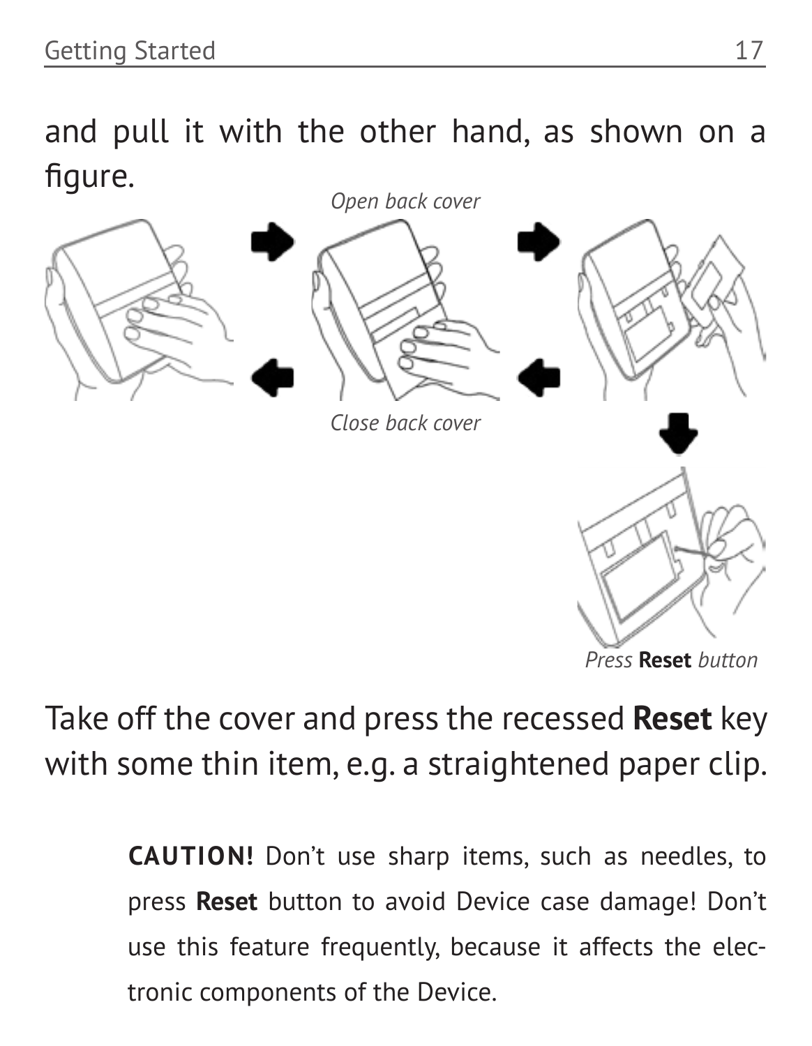and pull it with the other hand, as shown on a figure.

*Open back cover*

*Close back cover*

*Press* **Reset** *button*

Take off the cover and press the recessed **Reset** key with some thin item, e.g. a straightened paper clip.

> **CAUTION!** Don't use sharp items, such as needles, to press **Reset** button to avoid Device case damage! Don't use this feature frequently, because it affects the electronic components of the Device.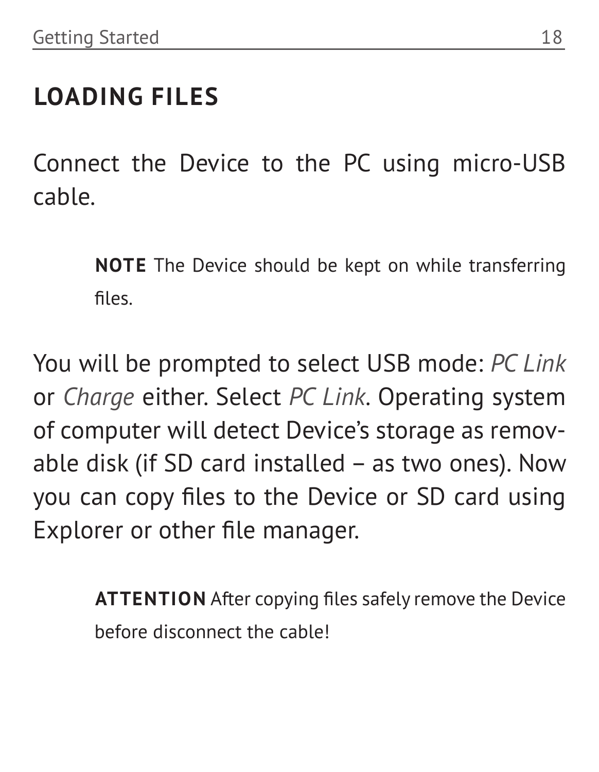## LOADING FILES

Connect the Device to the PC using micro-USB cable.

**NOTE** The Device should be kept on while transferring files.

You will be prompted to select USB mode: *PC Link* or *Charge* either. Select *PC Link*. Operating system of computer will detect Device's storage as removable disk (if SD card installed – as two ones). Now you can copy files to the Device or SD card using Explorer or other file manager.

**ATTENTION** After copying files safely remove the Device before disconnect the cable!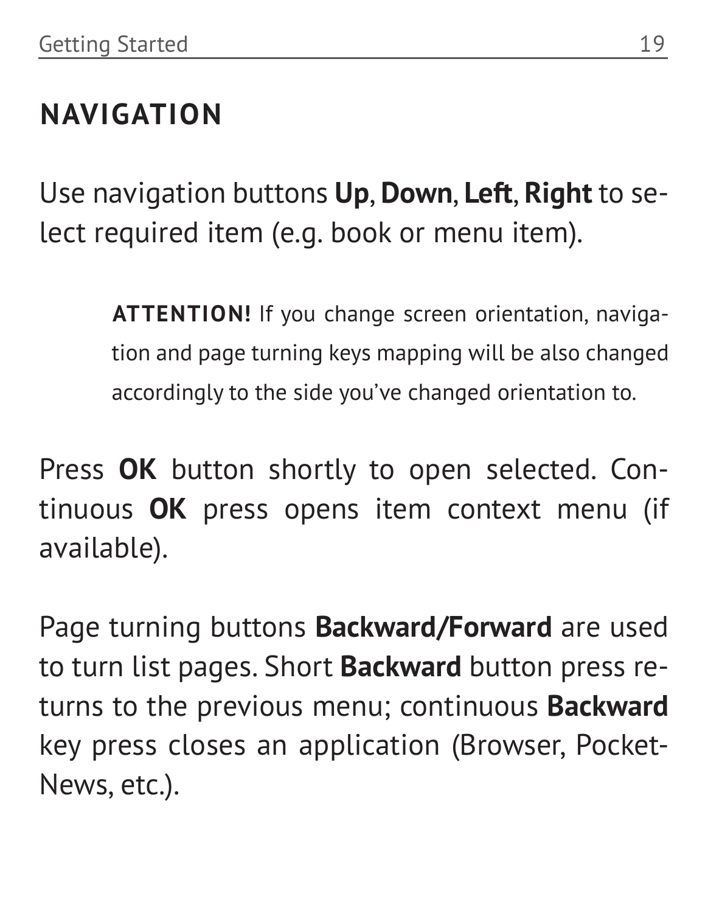## NAVIGATION

Use navigation buttons **Up**, **Down**, **Left**, **Right** to select required item (e.g. book or menu item).

> **ATTENTION!** If you change screen orientation, navigation and page turning keys mapping will be also changed accordingly to the side you've changed orientation to.

Press **OK** button shortly to open selected. Continuous **OK** press opens item context menu (if available).

Page turning buttons **Backward/Forward** are used to turn list pages. Short **Backward** button press returns to the previous menu; continuous **Backward** key press closes an application (Browser, PocketNews, etc.).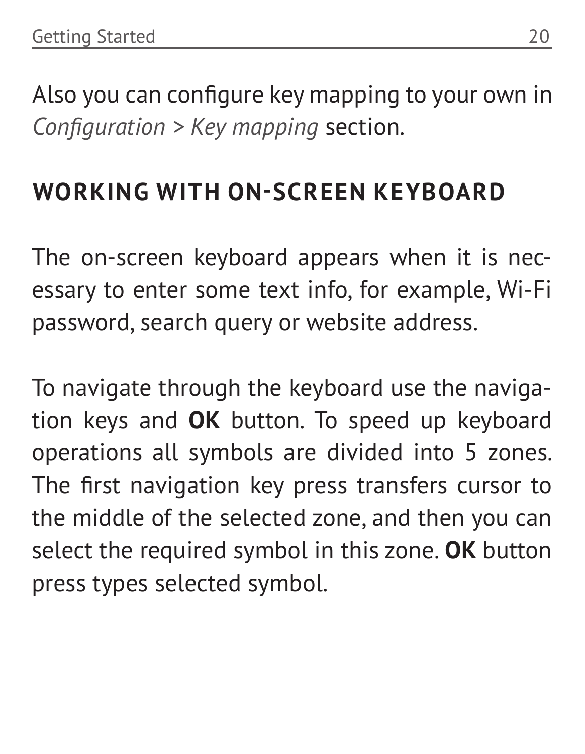Also you can configure key mapping to your own in *Configuration > Key mapping* section.

## WORKING WITH ON-SCREEN KEYBOARD

The on-screen keyboard appears when it is necessary to enter some text info, for example, Wi-Fi password, search query or website address.

To navigate through the keyboard use the navigation keys and **OK** button. To speed up keyboard operations all symbols are divided into 5 zones. The first navigation key press transfers cursor to the middle of the selected zone, and then you can select the required symbol in this zone. **OK** button press types selected symbol.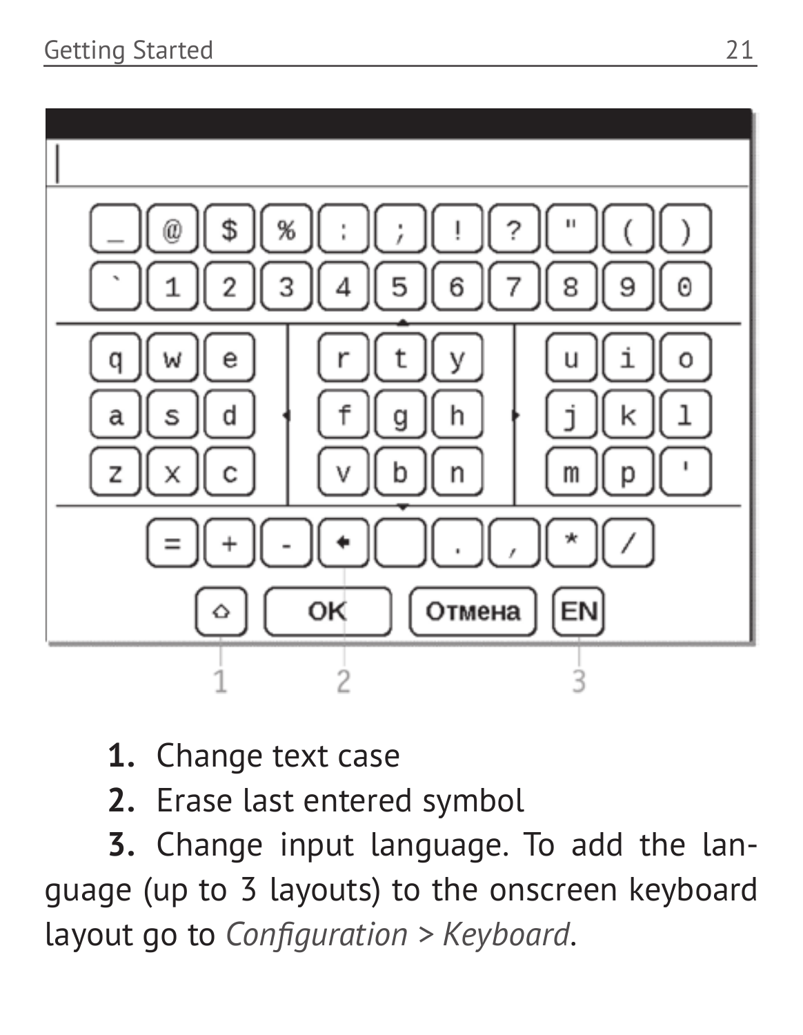1. Change text case
2. Erase last entered symbol
3. Change input language. To add the language (up to 3 layouts) to the onscreen keyboard layout go to *Configuration > Keyboard*.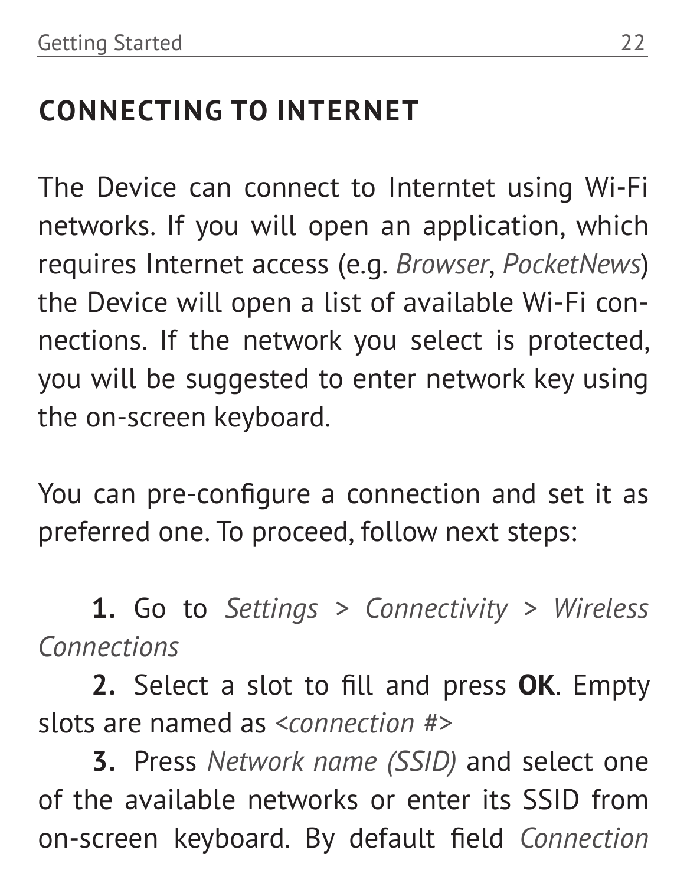## CONNECTING TO INTERNET

The Device can connect to Interntet using Wi-Fi networks. If you will open an application, which requires Internet access (e.g. *Browser*, *PocketNews*) the Device will open a list of available Wi-Fi connections. If the network you select is protected, you will be suggested to enter network key using the on-screen keyboard.

You can pre-configure a connection and set it as preferred one. To proceed, follow next steps:

**1.** Go to *Settings > Connectivity > Wireless Connections*

**2.** Select a slot to fill and press **OK**. Empty slots are named as *<connection #>*

**3.** Press *Network name (SSID)* and select one of the available networks or enter its SSID from on-screen keyboard. By default field *Connection*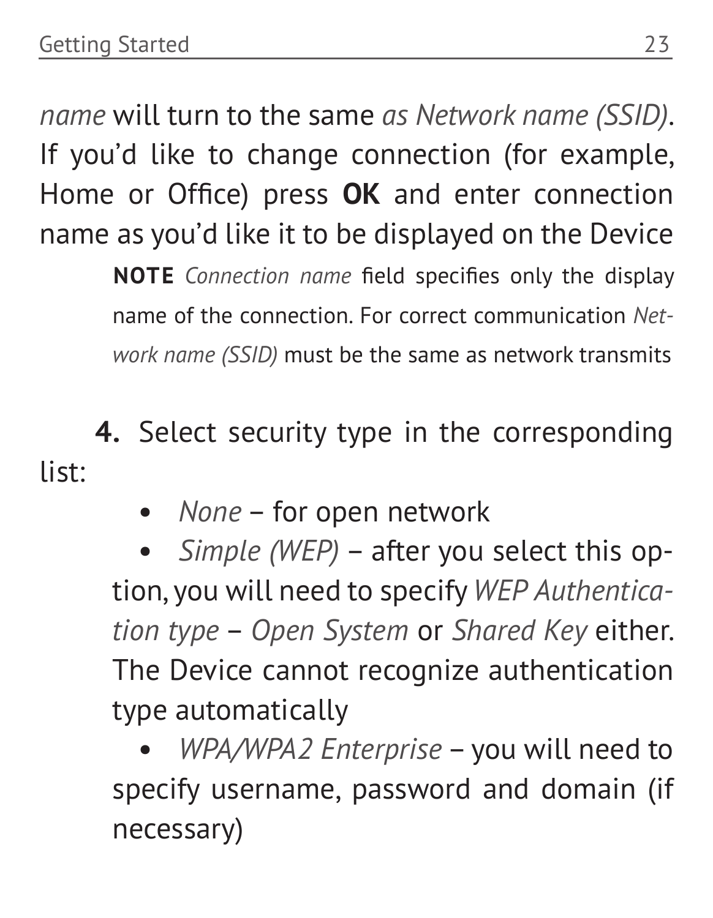*name* will turn to the same *as Network name (SSID)*. If you'd like to change connection (for example, Home or Office) press **OK** and enter connection name as you'd like it to be displayed on the Device

> **NOTE** *Connection name* field specifies only the display name of the connection. For correct communication *Network name (SSID)* must be the same as network transmits

**4.** Select security type in the corresponding list:

- *None* – for open network
- *Simple (WEP)* – after you select this option, you will need to specify *WEP Authentication type* – *Open System* or *Shared Key* either. The Device cannot recognize authentication type automatically
- *WPA/WPA2 Enterprise* – you will need to specify username, password and domain (if necessary)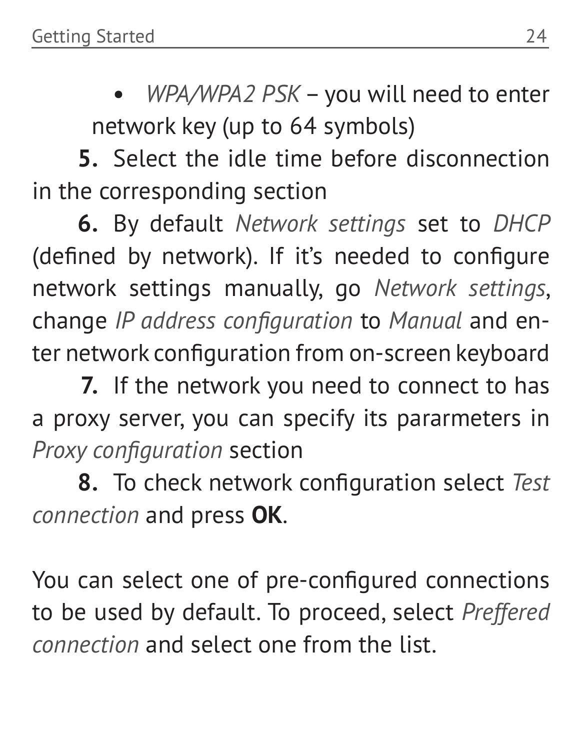- *WPA/WPA2 PSK* – you will need to enter network key (up to 64 symbols)

**5.** Select the idle time before disconnection in the corresponding section

**6.** By default *Network settings* set to *DHCP* (defined by network). If it's needed to configure network settings manually, go *Network settings*, change *IP address configuration* to *Manual* and enter network configuration from on-screen keyboard

**7.** If the network you need to connect to has a proxy server, you can specify its pararmeters in *Proxy configuration* section

**8.** To check network configuration select *Test connection* and press **OK**.

You can select one of pre-configured connections to be used by default. To proceed, select *Preffered connection* and select one from the list.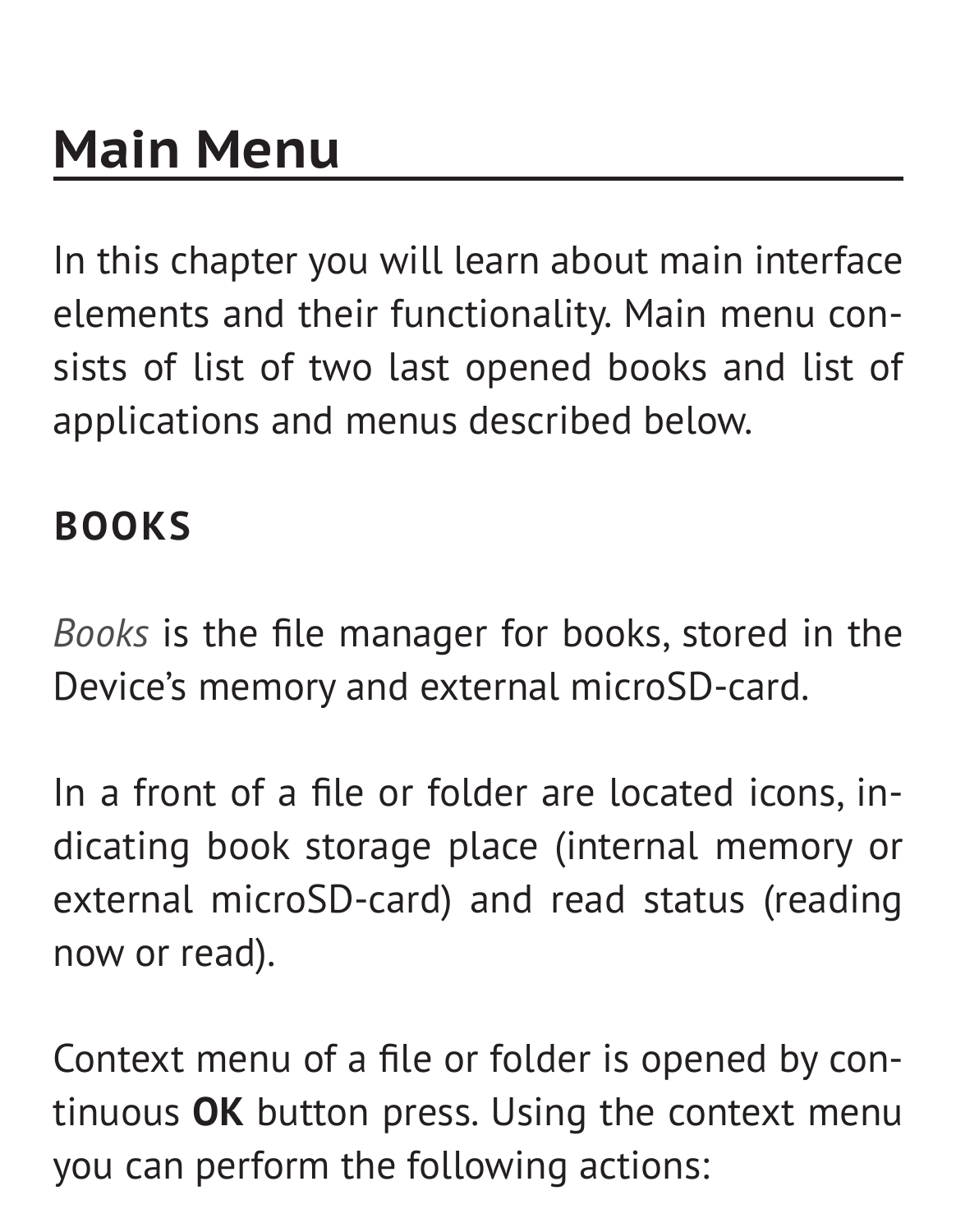# Main Menu

In this chapter you will learn about main interface elements and their functionality. Main menu consists of list of two last opened books and list of applications and menus described below.

## BOOKS

*Books* is the file manager for books, stored in the Device's memory and external microSD-card.

In a front of a file or folder are located icons, indicating book storage place (internal memory or external microSD-card) and read status (reading now or read).

Context menu of a file or folder is opened by continuous **OK** button press. Using the context menu you can perform the following actions: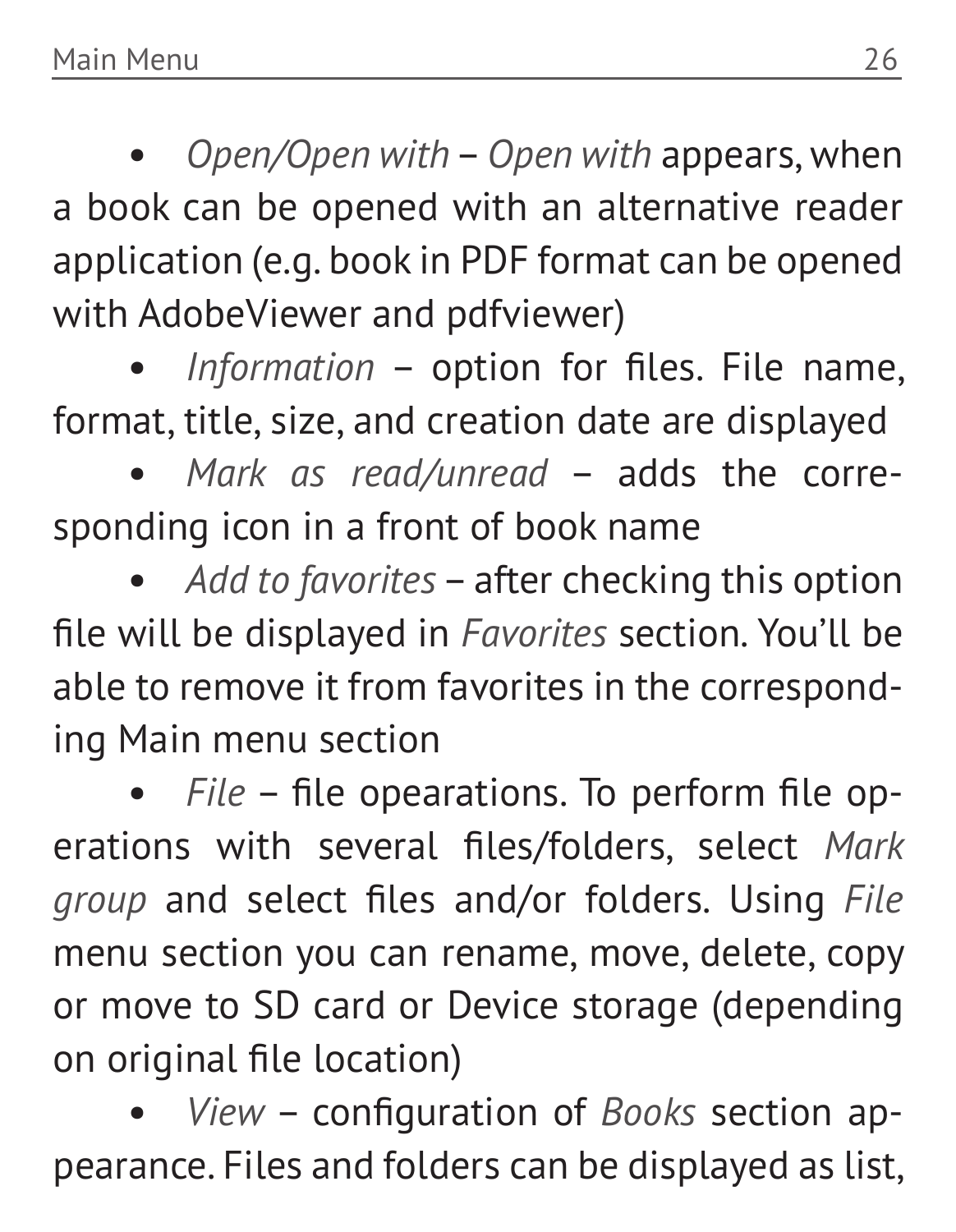- *Open/Open with* – *Open with* appears, when a book can be opened with an alternative reader application (e.g. book in PDF format can be opened with AdobeViewer and pdfviewer)
- *Information* – option for files. File name, format, title, size, and creation date are displayed
- *Mark as read/unread* – adds the corresponding icon in a front of book name
- *Add to favorites* – after checking this option file will be displayed in *Favorites* section. You'll be able to remove it from favorites in the corresponding Main menu section
- *File* – file opearations. To perform file operations with several files/folders, select *Mark group* and select files and/or folders. Using *File* menu section you can rename, move, delete, copy or move to SD card or Device storage (depending on original file location)
- *View* – configuration of *Books* section appearance. Files and folders can be displayed as list,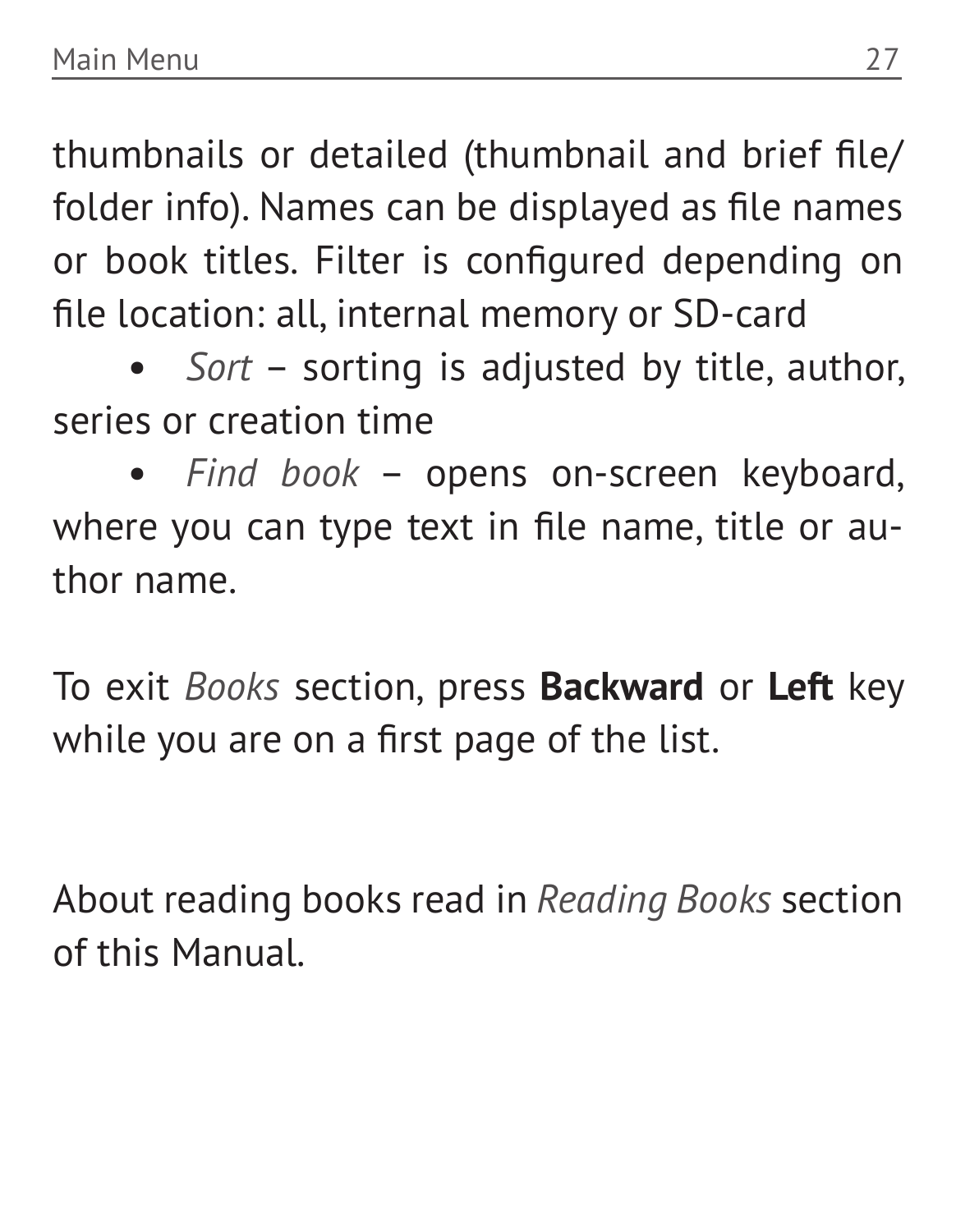thumbnails or detailed (thumbnail and brief file/folder info). Names can be displayed as file names or book titles. Filter is configured depending on file location: all, internal memory or SD-card

- *Sort* – sorting is adjusted by title, author, series or creation time
- *Find book* – opens on-screen keyboard, where you can type text in file name, title or author name.

To exit *Books* section, press **Backward** or **Left** key while you are on a first page of the list.

About reading books read in *Reading Books* section of this Manual.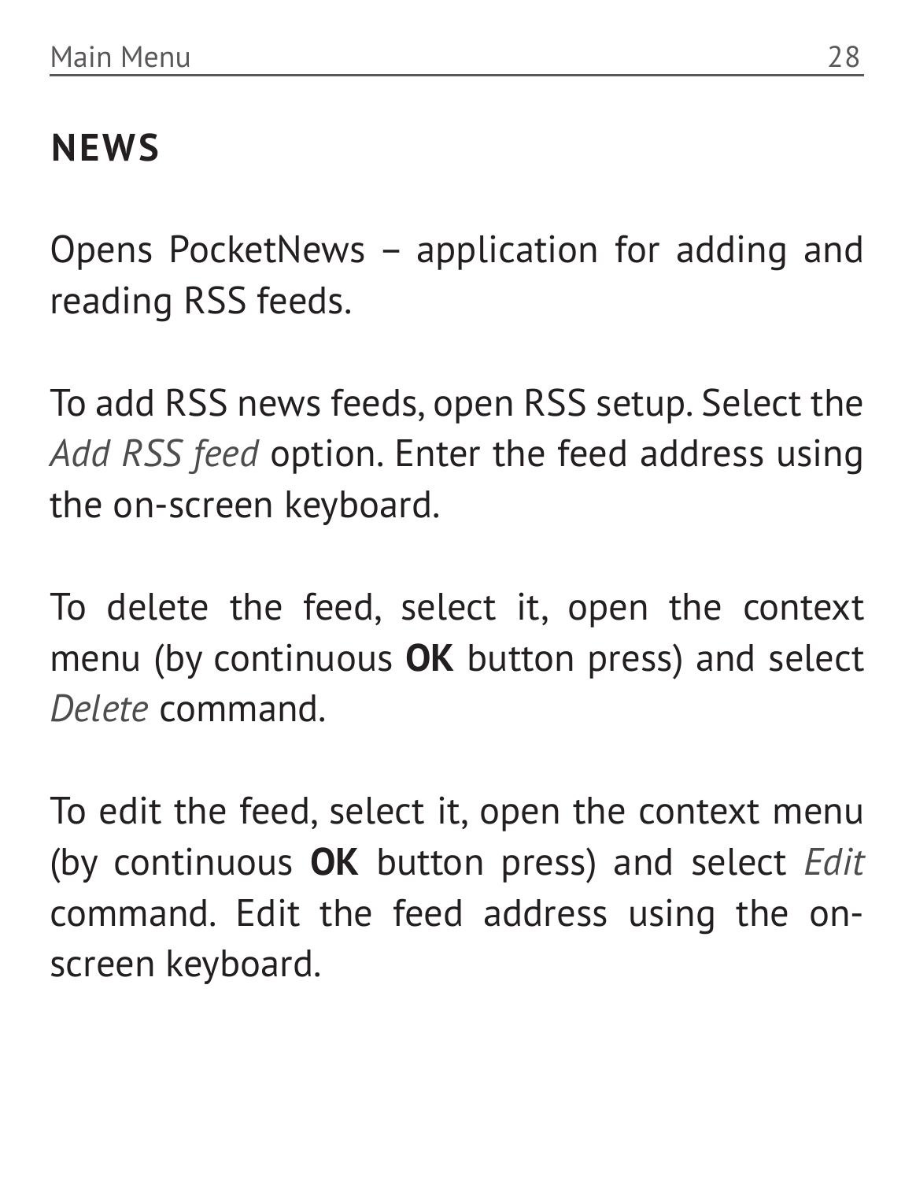## NEWS

Opens PocketNews – application for adding and reading RSS feeds.

To add RSS news feeds, open RSS setup. Select the *Add RSS feed* option. Enter the feed address using the on-screen keyboard.

To delete the feed, select it, open the context menu (by continuous **OK** button press) and select *Delete* command.

To edit the feed, select it, open the context menu (by continuous **OK** button press) and select *Edit* command. Edit the feed address using the on-screen keyboard.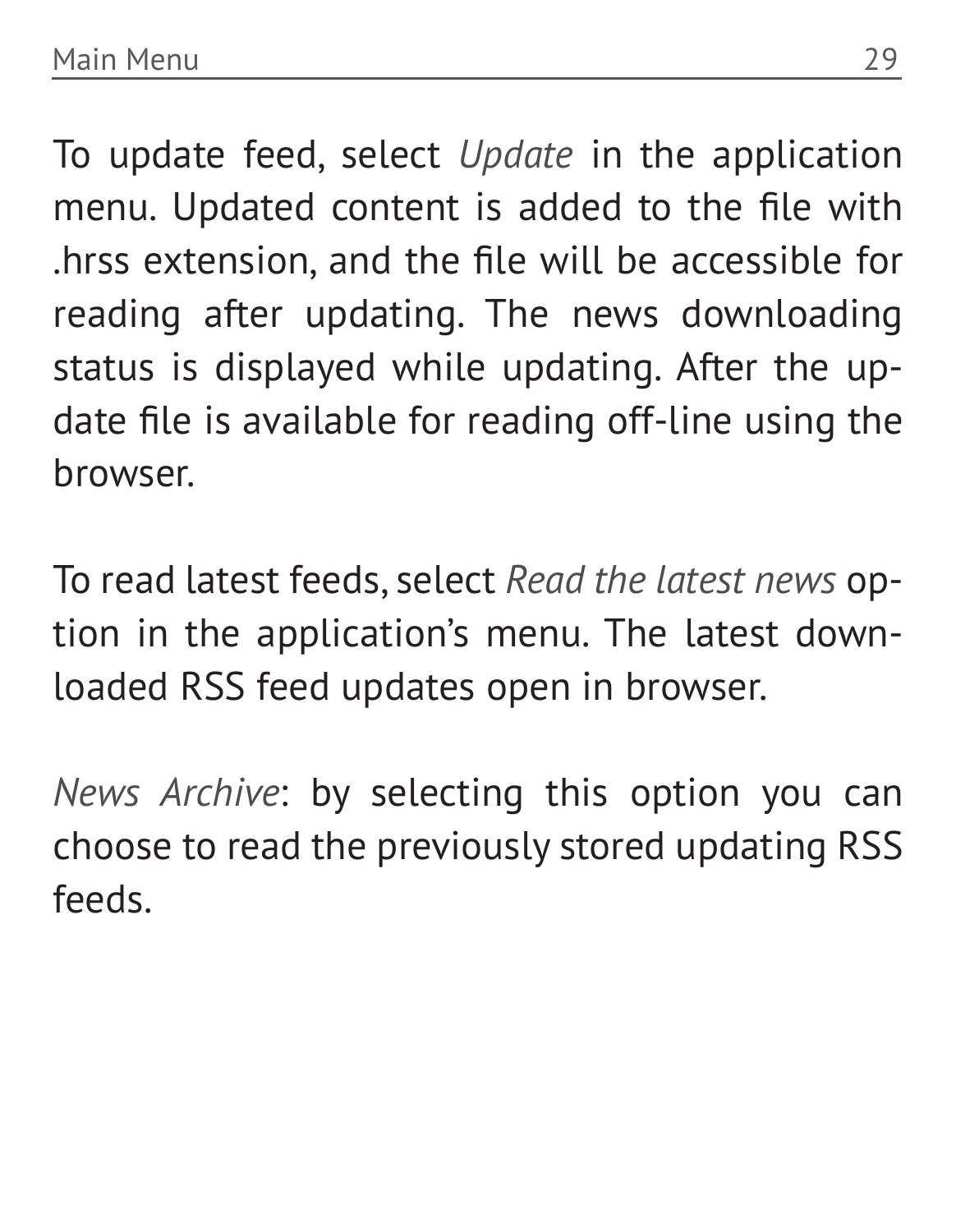To update feed, select *Update* in the application menu. Updated content is added to the file with .hrss extension, and the file will be accessible for reading after updating. The news downloading status is displayed while updating. After the update file is available for reading off-line using the browser.

To read latest feeds, select *Read the latest news* option in the application's menu. The latest downloaded RSS feed updates open in browser.

*News Archive*: by selecting this option you can choose to read the previously stored updating RSS feeds.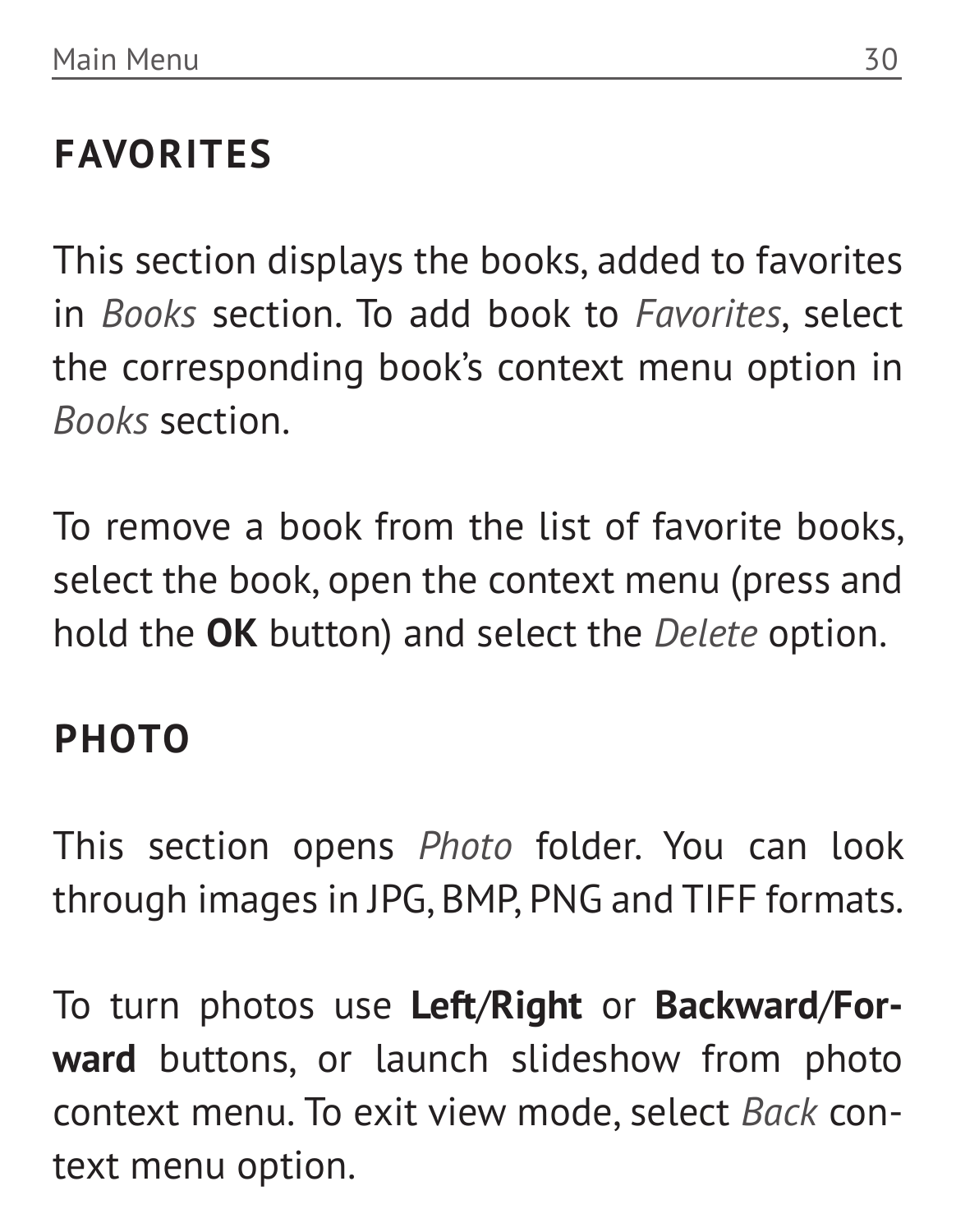## FAVORITES

This section displays the books, added to favorites in *Books* section. To add book to *Favorites*, select the corresponding book's context menu option in *Books* section.

To remove a book from the list of favorite books, select the book, open the context menu (press and hold the **OK** button) and select the *Delete* option.

## PHOTO

This section opens *Photo* folder. You can look through images in JPG, BMP, PNG and TIFF formats.

To turn photos use **Left/Right** or **Backward/Forward** buttons, or launch slideshow from photo context menu. To exit view mode, select *Back* context menu option.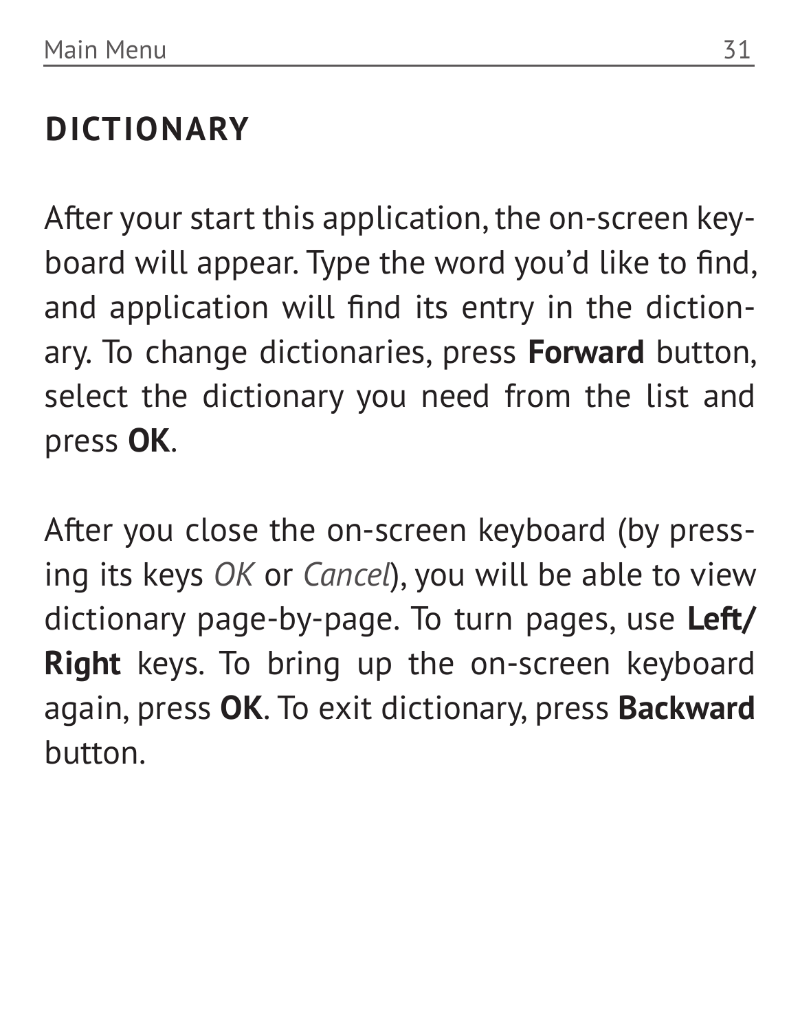## DICTIONARY

After your start this application, the on-screen keyboard will appear. Type the word you'd like to find, and application will find its entry in the dictionary. To change dictionaries, press **Forward** button, select the dictionary you need from the list and press **OK**.

After you close the on-screen keyboard (by pressing its keys *OK* or *Cancel*), you will be able to view dictionary page-by-page. To turn pages, use **Left/Right** keys. To bring up the on-screen keyboard again, press **OK**. To exit dictionary, press **Backward** button.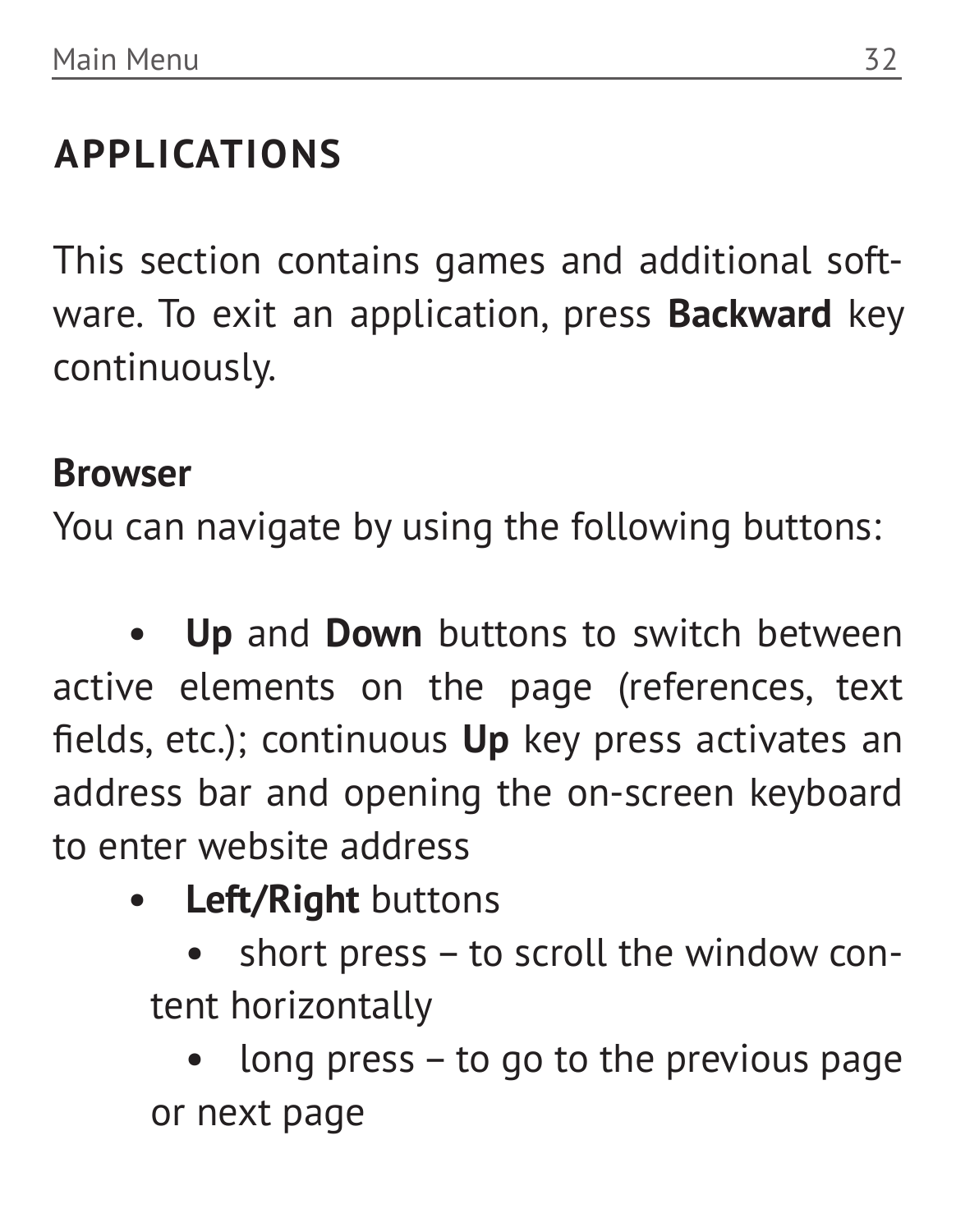## APPLICATIONS

This section contains games and additional software. To exit an application, press **Backward** key continuously.

**Browser**

You can navigate by using the following buttons:

- **Up** and **Down** buttons to switch between active elements on the page (references, text fields, etc.); continuous **Up** key press activates an address bar and opening the on-screen keyboard to enter website address
- **Left/Right** buttons
  - short press – to scroll the window content horizontally
  - long press – to go to the previous page or next page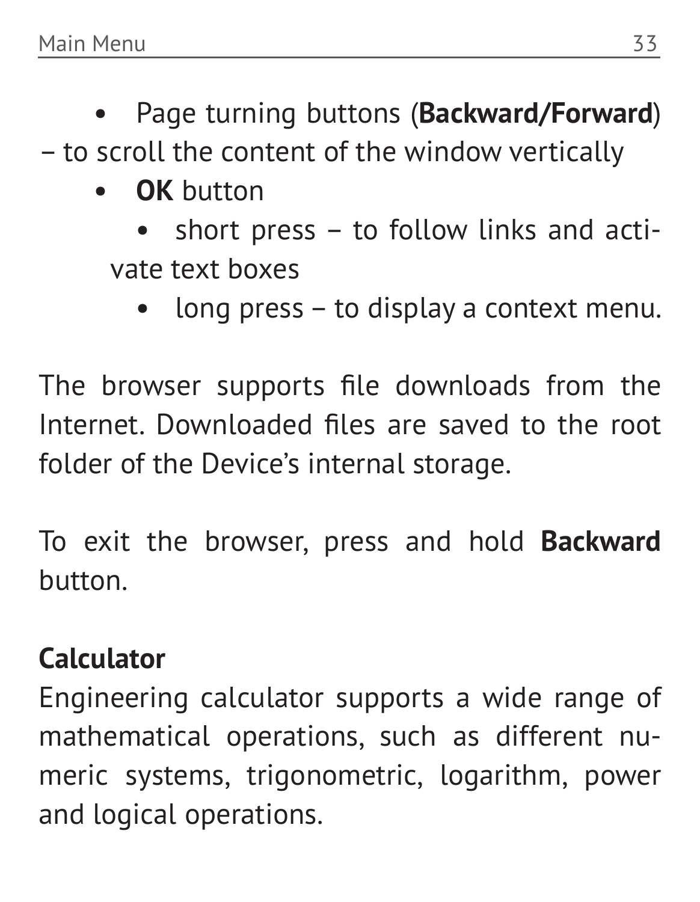- Page turning buttons (**Backward/Forward**) – to scroll the content of the window vertically
- **OK** button
  - short press – to follow links and activate text boxes
  - long press – to display a context menu.

The browser supports file downloads from the Internet. Downloaded files are saved to the root folder of the Device's internal storage.

To exit the browser, press and hold **Backward** button.

**Calculator**

Engineering calculator supports a wide range of mathematical operations, such as different numeric systems, trigonometric, logarithm, power and logical operations.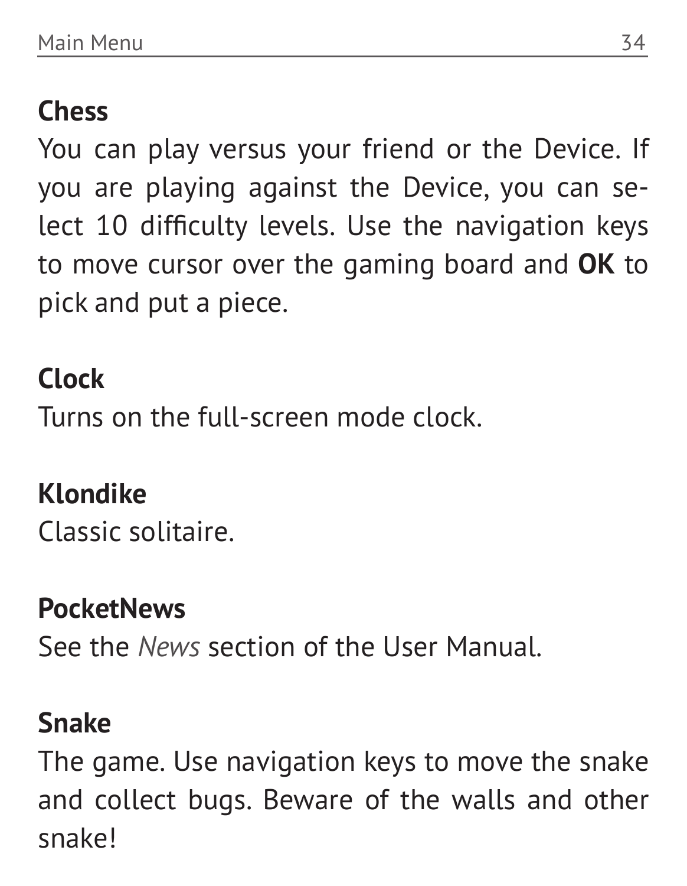**Chess**

You can play versus your friend or the Device. If you are playing against the Device, you can select 10 difficulty levels. Use the navigation keys to move cursor over the gaming board and **OK** to pick and put a piece.

**Clock**

Turns on the full-screen mode clock.

**Klondike**

Classic solitaire.

**PocketNews**

See the *News* section of the User Manual.

**Snake**

The game. Use navigation keys to move the snake and collect bugs. Beware of the walls and other snake!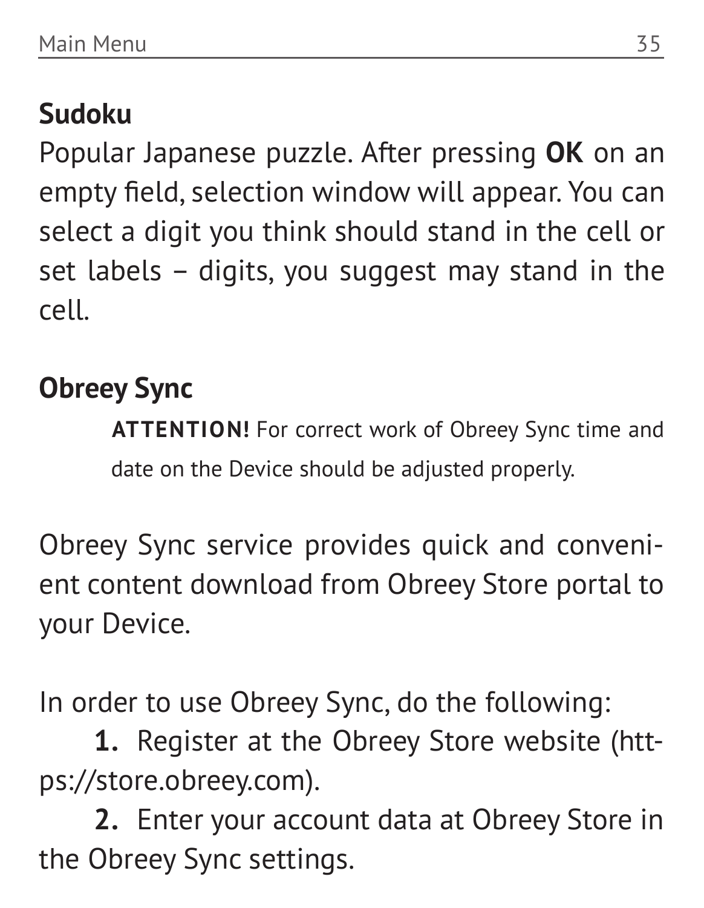### Sudoku

Popular Japanese puzzle. After pressing **OK** on an empty field, selection window will appear. You can select a digit you think should stand in the cell or set labels – digits, you suggest may stand in the cell.

### Obreey Sync

> **ATTENTION!** For correct work of Obreey Sync time and date on the Device should be adjusted properly.

Obreey Sync service provides quick and convenient content download from Obreey Store portal to your Device.

In order to use Obreey Sync, do the following:

1. Register at the Obreey Store website (https://store.obreey.com).
2. Enter your account data at Obreey Store in the Obreey Sync settings.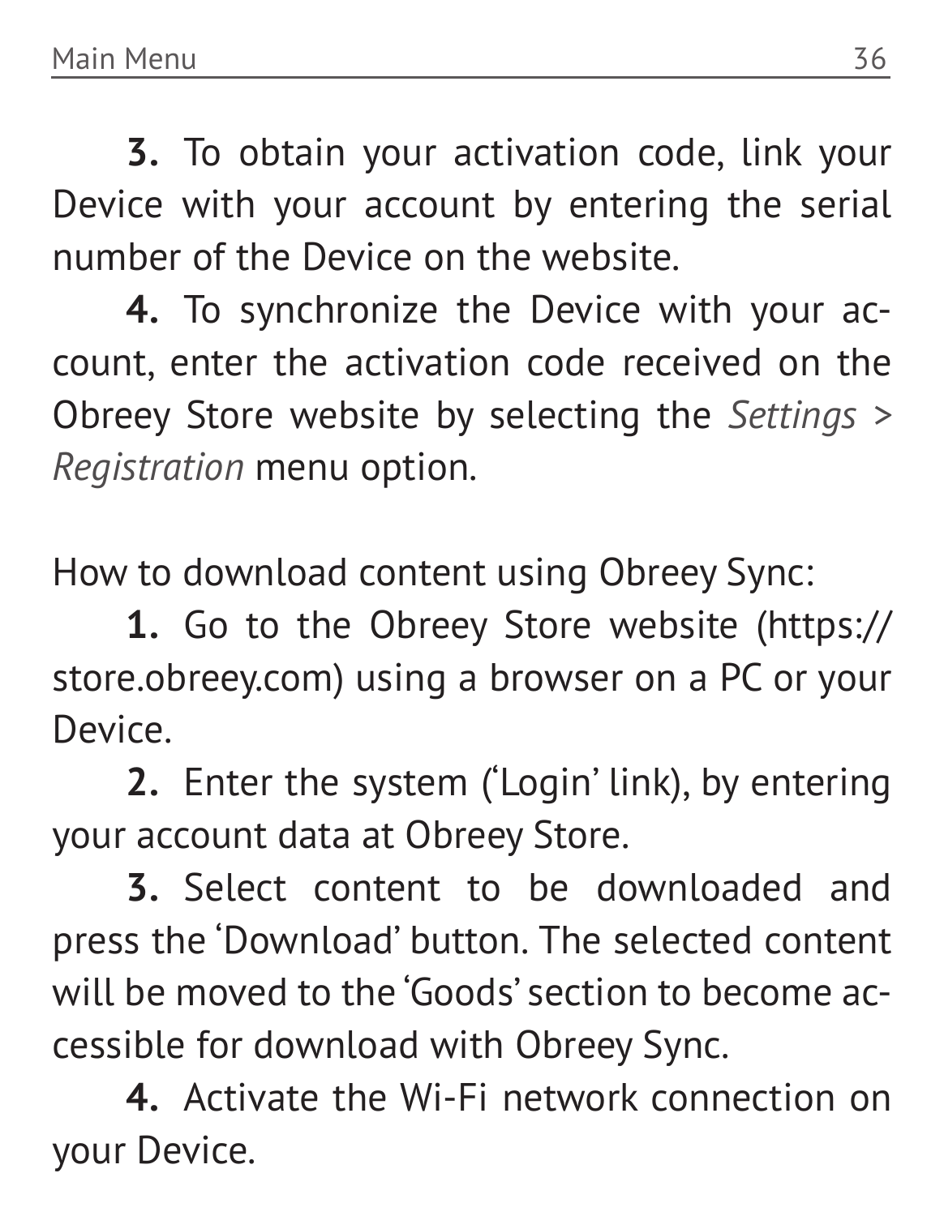**3.** To obtain your activation code, link your Device with your account by entering the serial number of the Device on the website.

**4.** To synchronize the Device with your account, enter the activation code received on the Obreey Store website by selecting the *Settings > Registration* menu option.

How to download content using Obreey Sync:

**1.** Go to the Obreey Store website (https://store.obreey.com) using a browser on a PC or your Device.

**2.** Enter the system ('Login' link), by entering your account data at Obreey Store.

**3.** Select content to be downloaded and press the 'Download' button. The selected content will be moved to the 'Goods' section to become accessible for download with Obreey Sync.

**4.** Activate the Wi-Fi network connection on your Device.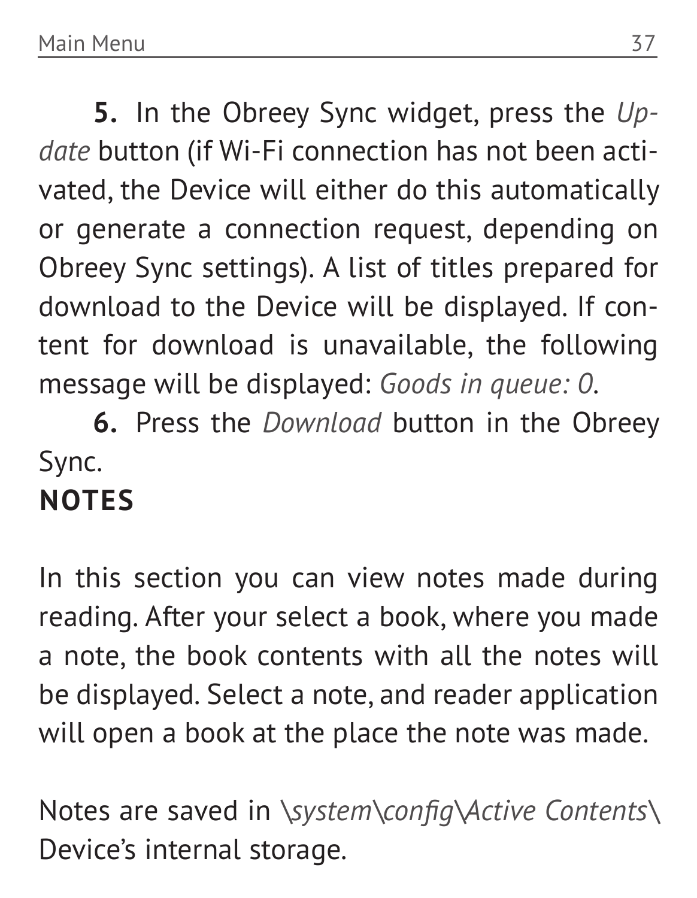**5.** In the Obreey Sync widget, press the *Update* button (if Wi-Fi connection has not been activated, the Device will either do this automatically or generate a connection request, depending on Obreey Sync settings). A list of titles prepared for download to the Device will be displayed. If content for download is unavailable, the following message will be displayed: *Goods in queue: 0*.

**6.** Press the *Download* button in the Obreey Sync.

## NOTES

In this section you can view notes made during reading. After your select a book, where you made a note, the book contents with all the notes will be displayed. Select a note, and reader application will open a book at the place the note was made.

Notes are saved in *\system\config\Active Contents\* Device's internal storage.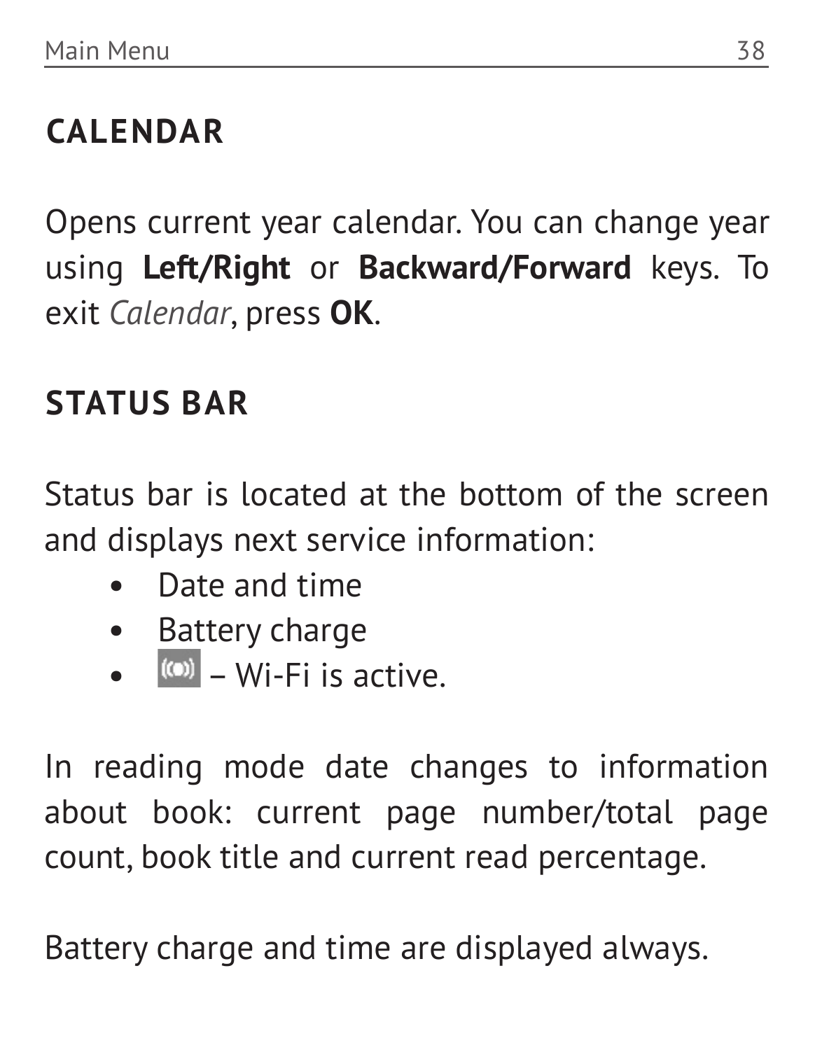## CALENDAR

Opens current year calendar. You can change year using **Left/Right** or **Backward/Forward** keys. To exit *Calendar*, press **OK**.

## STATUS BAR

Status bar is located at the bottom of the screen and displays next service information:

- Date and time
- Battery charge
- – Wi-Fi is active.

In reading mode date changes to information about book: current page number/total page count, book title and current read percentage.

Battery charge and time are displayed always.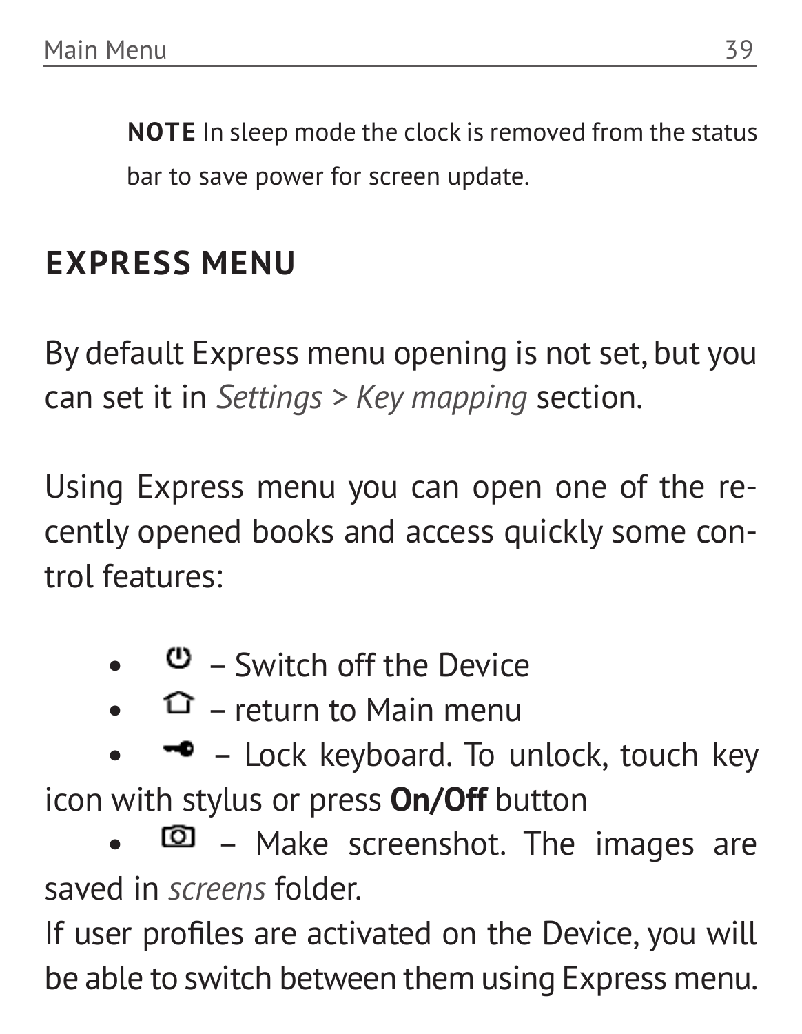**NOTE** In sleep mode the clock is removed from the status bar to save power for screen update.

## EXPRESS MENU

By default Express menu opening is not set, but you can set it in *Settings > Key mapping* section.

Using Express menu you can open one of the recently opened books and access quickly some control features:

- – Switch off the Device
- – return to Main menu
- – Lock keyboard. To unlock, touch key icon with stylus or press **On/Off** button
- – Make screenshot. The images are saved in *screens* folder.

If user profiles are activated on the Device, you will be able to switch between them using Express menu.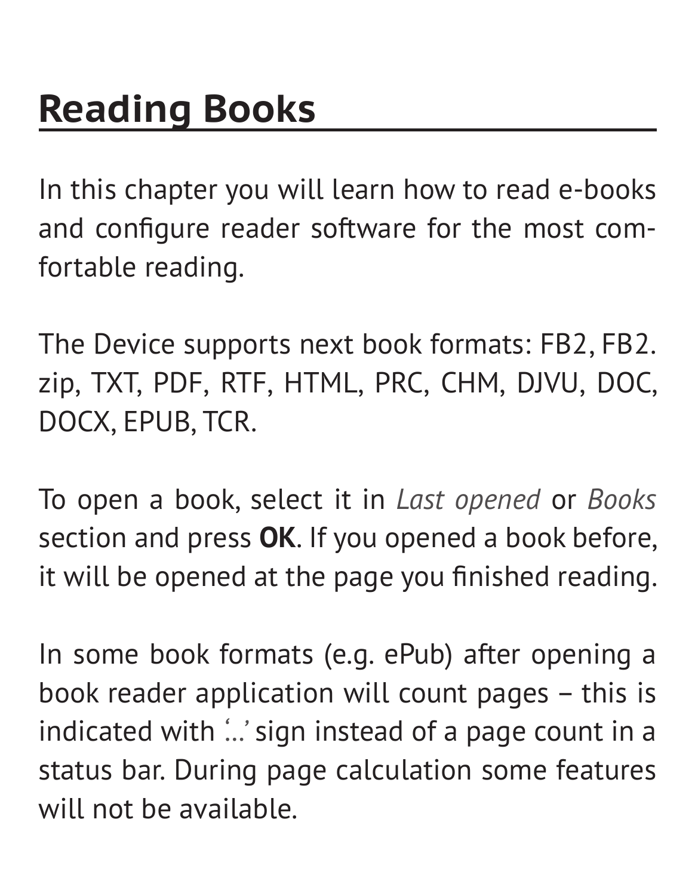# Reading Books

In this chapter you will learn how to read e-books and configure reader software for the most comfortable reading.

The Device supports next book formats: FB2, FB2.zip, TXT, PDF, RTF, HTML, PRC, CHM, DJVU, DOC, DOCX, EPUB, TCR.

To open a book, select it in *Last opened* or *Books* section and press **OK**. If you opened a book before, it will be opened at the page you finished reading.

In some book formats (e.g. ePub) after opening a book reader application will count pages – this is indicated with '...' sign instead of a page count in a status bar. During page calculation some features will not be available.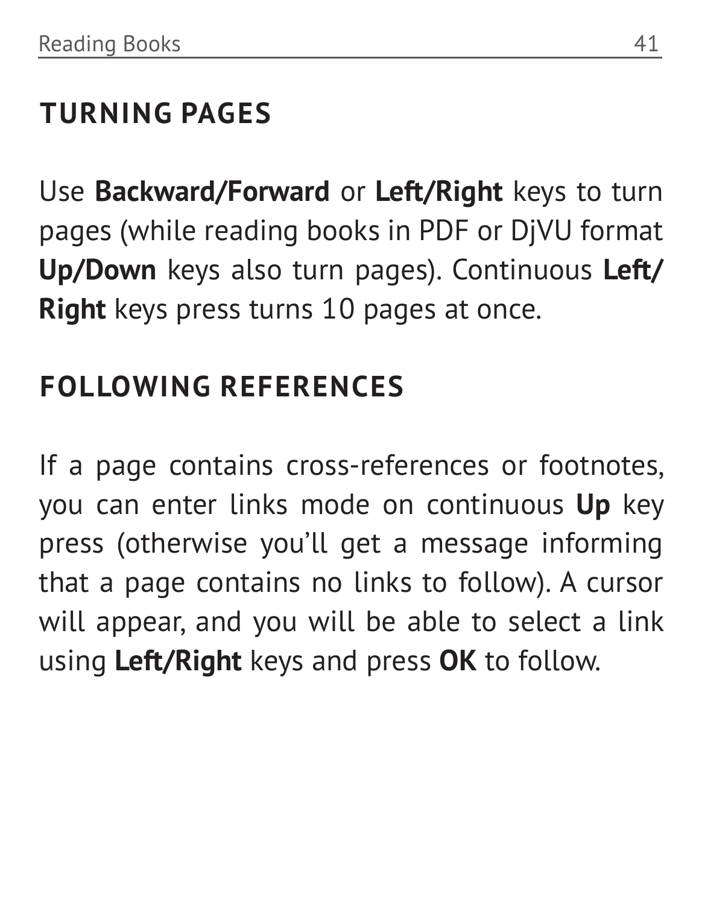## TURNING PAGES

Use **Backward/Forward** or **Left/Right** keys to turn pages (while reading books in PDF or DjVU format **Up/Down** keys also turn pages). Continuous **Left/Right** keys press turns 10 pages at once.

## FOLLOWING REFERENCES

If a page contains cross-references or footnotes, you can enter links mode on continuous **Up** key press (otherwise you'll get a message informing that a page contains no links to follow). A cursor will appear, and you will be able to select a link using **Left/Right** keys and press **OK** to follow.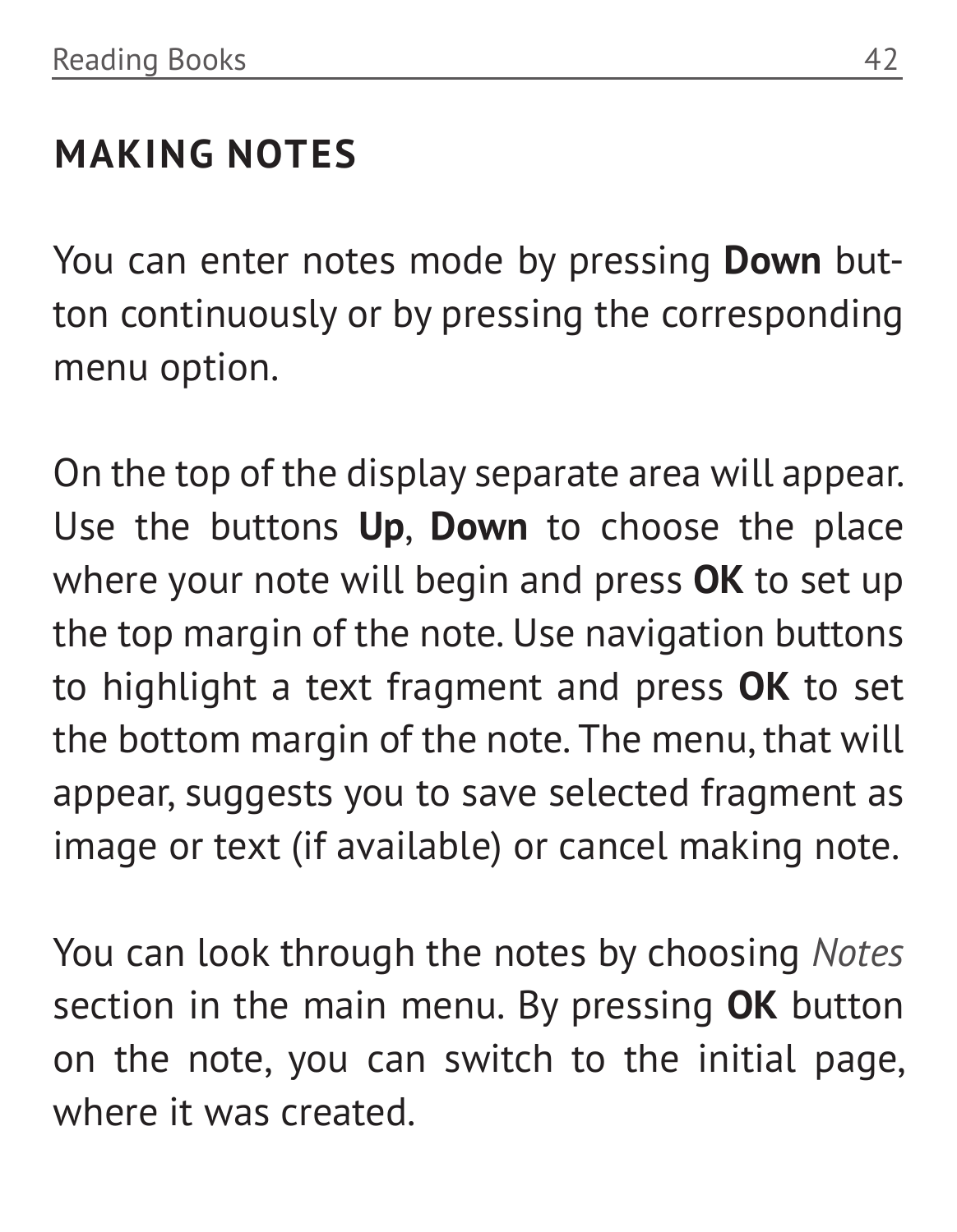## MAKING NOTES

You can enter notes mode by pressing **Down** button continuously or by pressing the corresponding menu option.

On the top of the display separate area will appear. Use the buttons **Up**, **Down** to choose the place where your note will begin and press **OK** to set up the top margin of the note. Use navigation buttons to highlight a text fragment and press **OK** to set the bottom margin of the note. The menu, that will appear, suggests you to save selected fragment as image or text (if available) or cancel making note.

You can look through the notes by choosing *Notes* section in the main menu. By pressing **OK** button on the note, you can switch to the initial page, where it was created.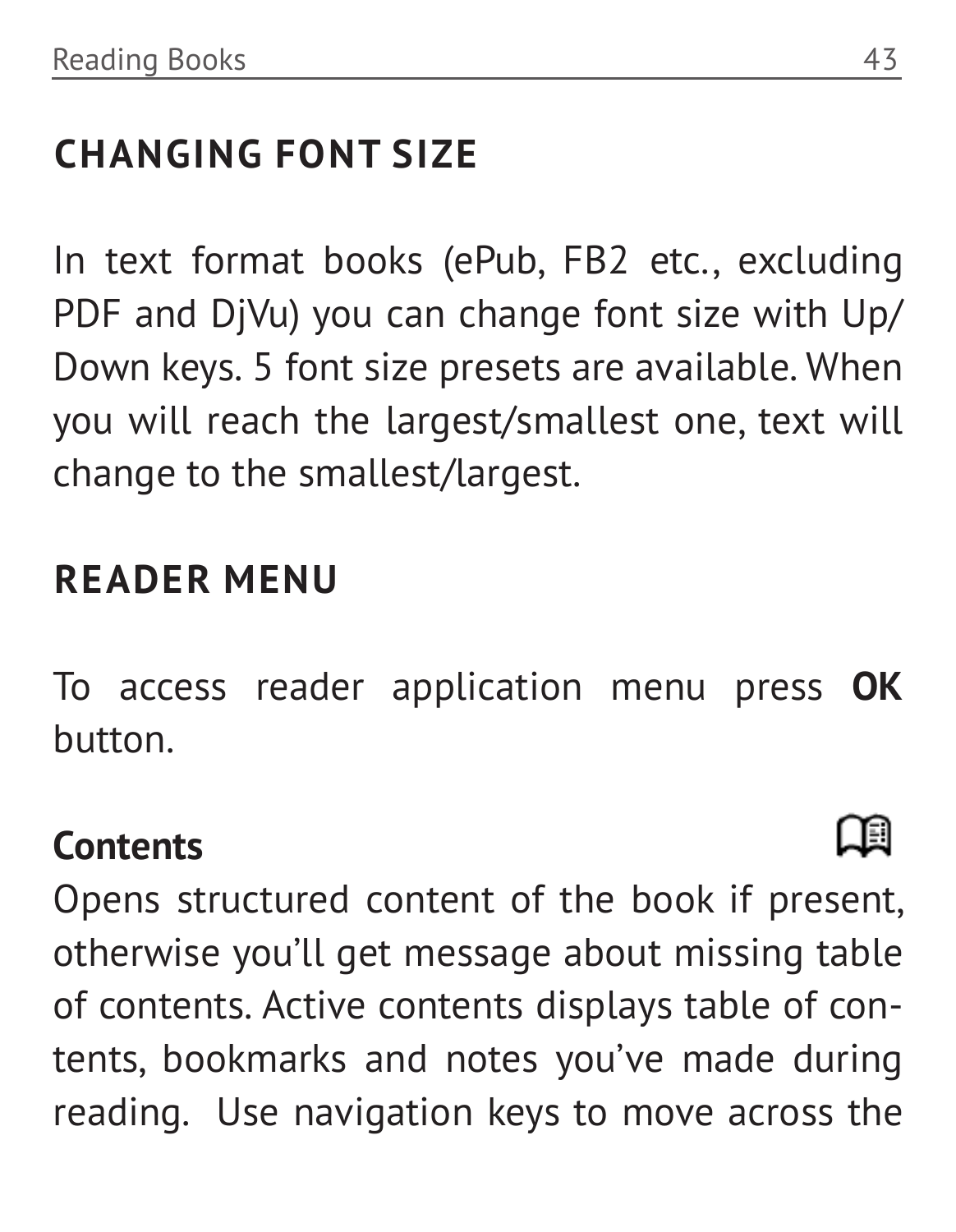## CHANGING FONT SIZE

In text format books (ePub, FB2 etc., excluding PDF and DjVu) you can change font size with Up/Down keys. 5 font size presets are available. When you will reach the largest/smallest one, text will change to the smallest/largest.

## READER MENU

To access reader application menu press **OK** button.

**Contents**

Opens structured content of the book if present, otherwise you'll get message about missing table of contents. Active contents displays table of contents, bookmarks and notes you've made during reading. Use navigation keys to move across the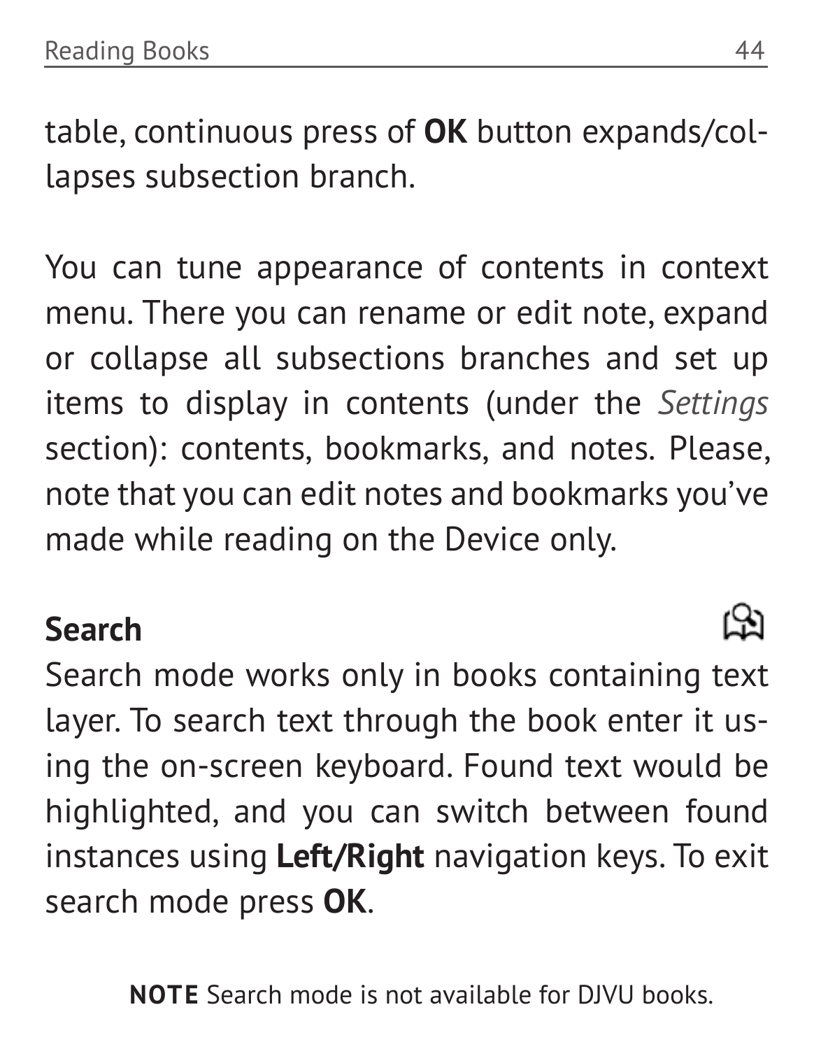table, continuous press of **OK** button expands/collapses subsection branch.

You can tune appearance of contents in context menu. There you can rename or edit note, expand or collapse all subsections branches and set up items to display in contents (under the *Settings* section): contents, bookmarks, and notes. Please, note that you can edit notes and bookmarks you've made while reading on the Device only.

## Search

Search mode works only in books containing text layer. To search text through the book enter it using the on-screen keyboard. Found text would be highlighted, and you can switch between found instances using **Left/Right** navigation keys. To exit search mode press **OK**.

**NOTE** Search mode is not available for DJVU books.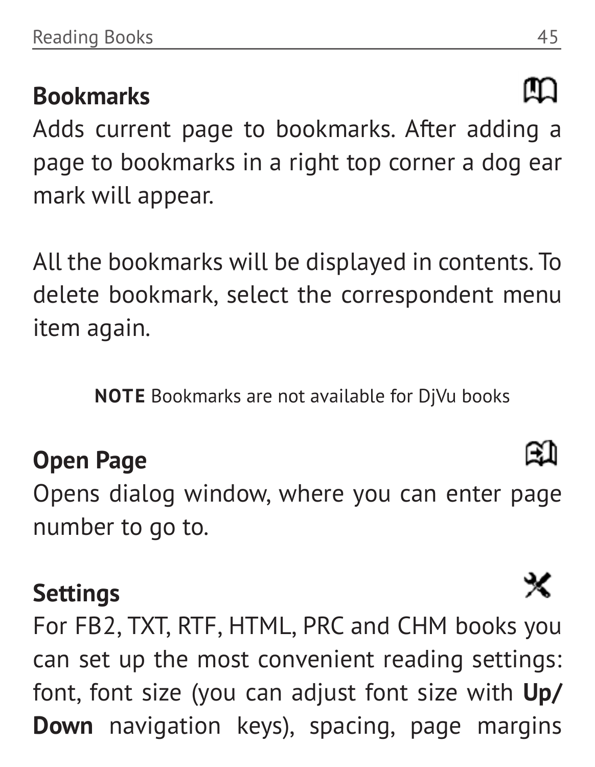### Bookmarks

Adds current page to bookmarks. After adding a page to bookmarks in a right top corner a dog ear mark will appear.

All the bookmarks will be displayed in contents. To delete bookmark, select the correspondent menu item again.

**NOTE** Bookmarks are not available for DjVu books

### Open Page

Opens dialog window, where you can enter page number to go to.

### Settings

For FB2, TXT, RTF, HTML, PRC and CHM books you can set up the most convenient reading settings: font, font size (you can adjust font size with **Up/ Down** navigation keys), spacing, page margins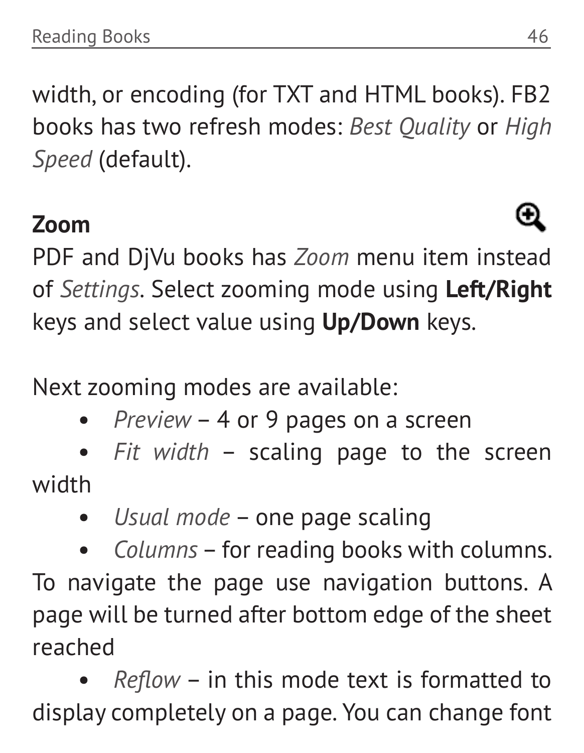width, or encoding (for TXT and HTML books). FB2 books has two refresh modes: *Best Quality* or *High Speed* (default).

### Zoom

PDF and DjVu books has *Zoom* menu item instead of *Settings*. Select zooming mode using **Left/Right** keys and select value using **Up/Down** keys.

Next zooming modes are available:

- *Preview* – 4 or 9 pages on a screen
- *Fit width* – scaling page to the screen width
- *Usual mode* – one page scaling
- *Columns* – for reading books with columns. To navigate the page use navigation buttons. A page will be turned after bottom edge of the sheet reached
- *Reflow* – in this mode text is formatted to display completely on a page. You can change font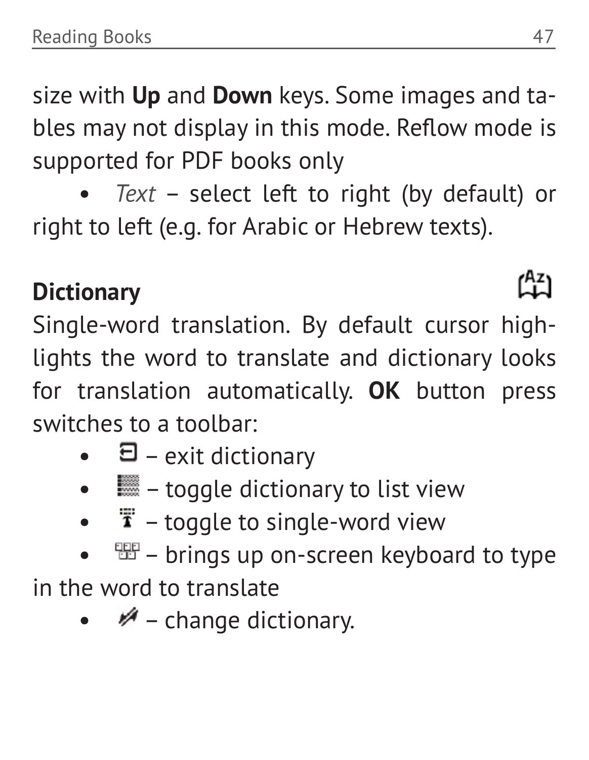size with **Up** and **Down** keys. Some images and tables may not display in this mode. Reflow mode is supported for PDF books only

- *Text* – select left to right (by default) or right to left (e.g. for Arabic or Hebrew texts).

## Dictionary

Single-word translation. By default cursor highlights the word to translate and dictionary looks for translation automatically. **OK** button press switches to a toolbar:

- – exit dictionary
- – toggle dictionary to list view
- – toggle to single-word view
- – brings up on-screen keyboard to type in the word to translate
- – change dictionary.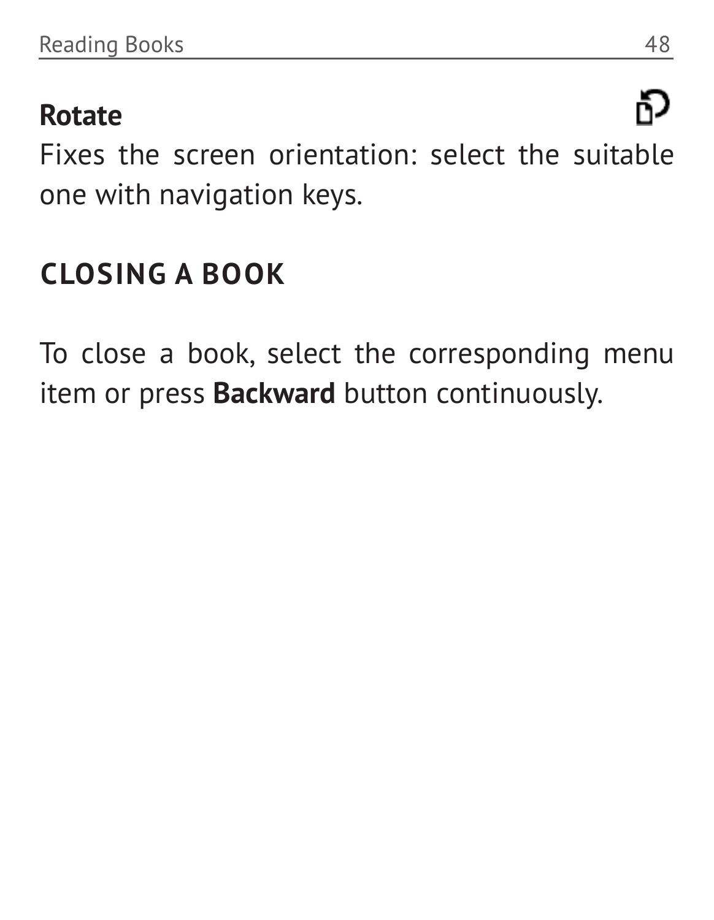**Rotate**

Fixes the screen orientation: select the suitable one with navigation keys.

## CLOSING A BOOK

To close a book, select the corresponding menu item or press **Backward** button continuously.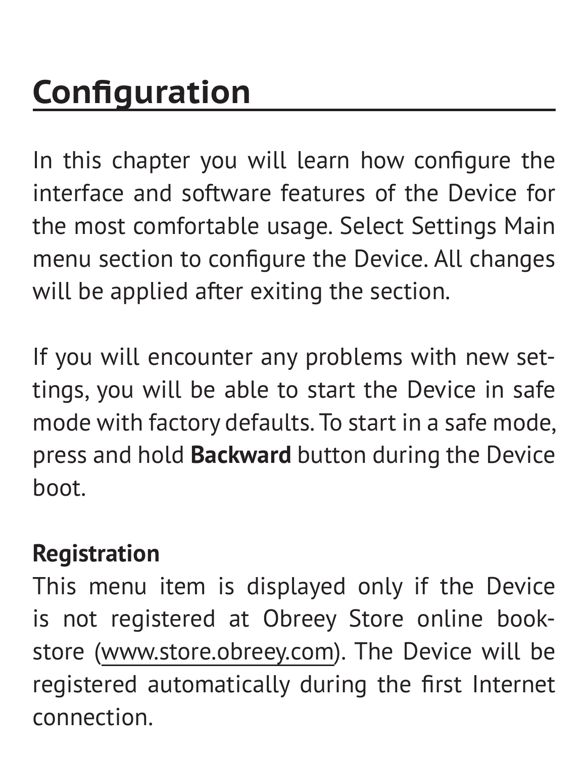# Configuration

In this chapter you will learn how configure the interface and software features of the Device for the most comfortable usage. Select Settings Main menu section to configure the Device. All changes will be applied after exiting the section.

If you will encounter any problems with new settings, you will be able to start the Device in safe mode with factory defaults. To start in a safe mode, press and hold **Backward** button during the Device boot.

**Registration**

This menu item is displayed only if the Device is not registered at Obreey Store online bookstore (www.store.obreey.com). The Device will be registered automatically during the first Internet connection.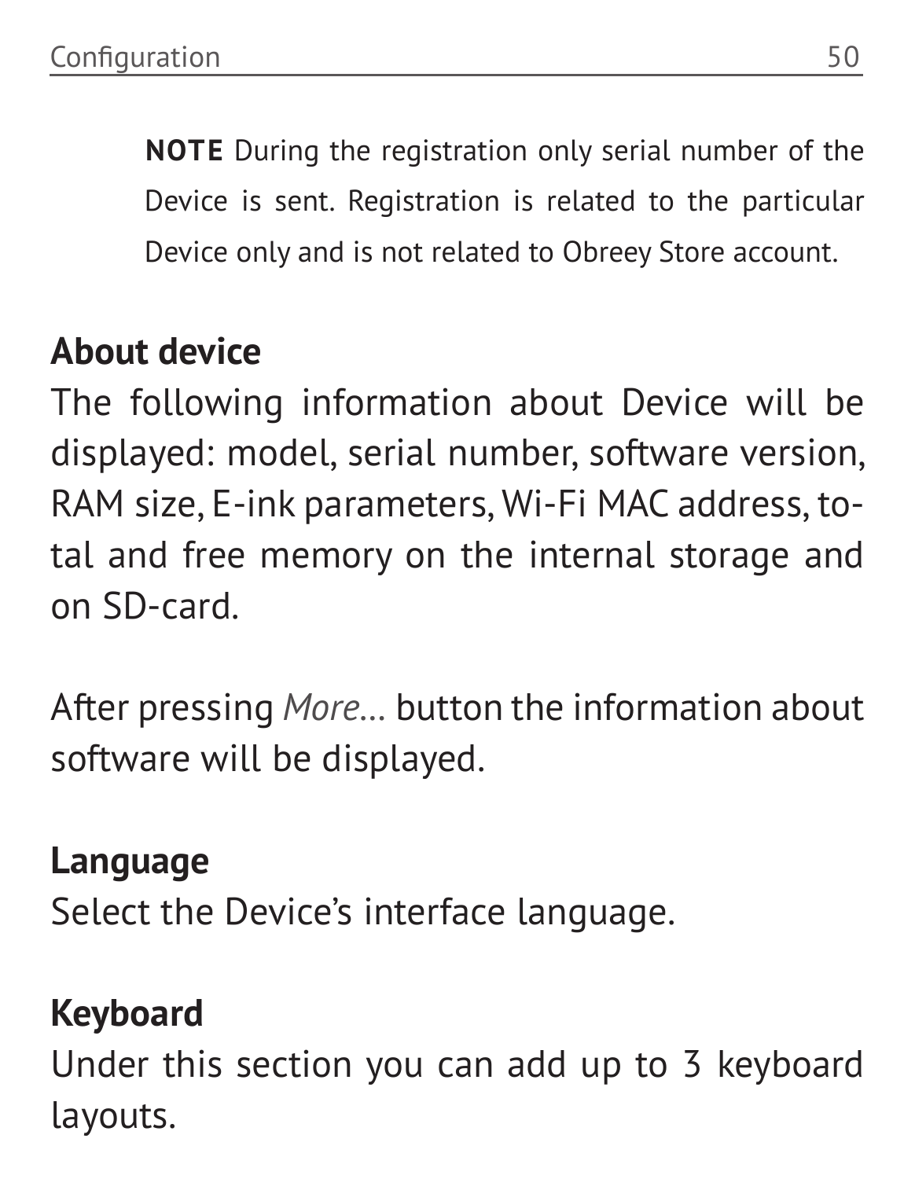**NOTE** During the registration only serial number of the Device is sent. Registration is related to the particular Device only and is not related to Obreey Store account.

### About device

The following information about Device will be displayed: model, serial number, software version, RAM size, E-ink parameters, Wi-Fi MAC address, total and free memory on the internal storage and on SD-card.

After pressing *More...* button the information about software will be displayed.

### Language

Select the Device's interface language.

### Keyboard

Under this section you can add up to 3 keyboard layouts.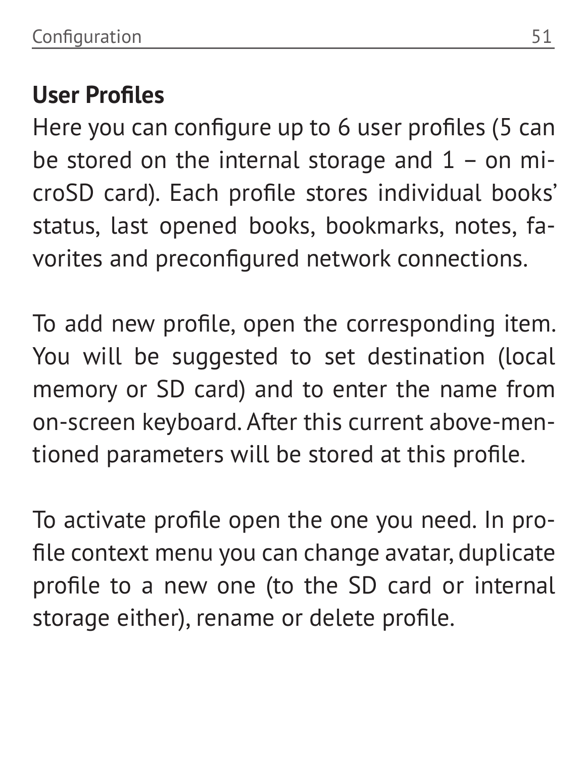## User Profiles

Here you can configure up to 6 user profiles (5 can be stored on the internal storage and 1 – on microSD card). Each profile stores individual books' status, last opened books, bookmarks, notes, favorites and preconfigured network connections.

To add new profile, open the corresponding item. You will be suggested to set destination (local memory or SD card) and to enter the name from on-screen keyboard. After this current above-mentioned parameters will be stored at this profile.

To activate profile open the one you need. In profile context menu you can change avatar, duplicate profile to a new one (to the SD card or internal storage either), rename or delete profile.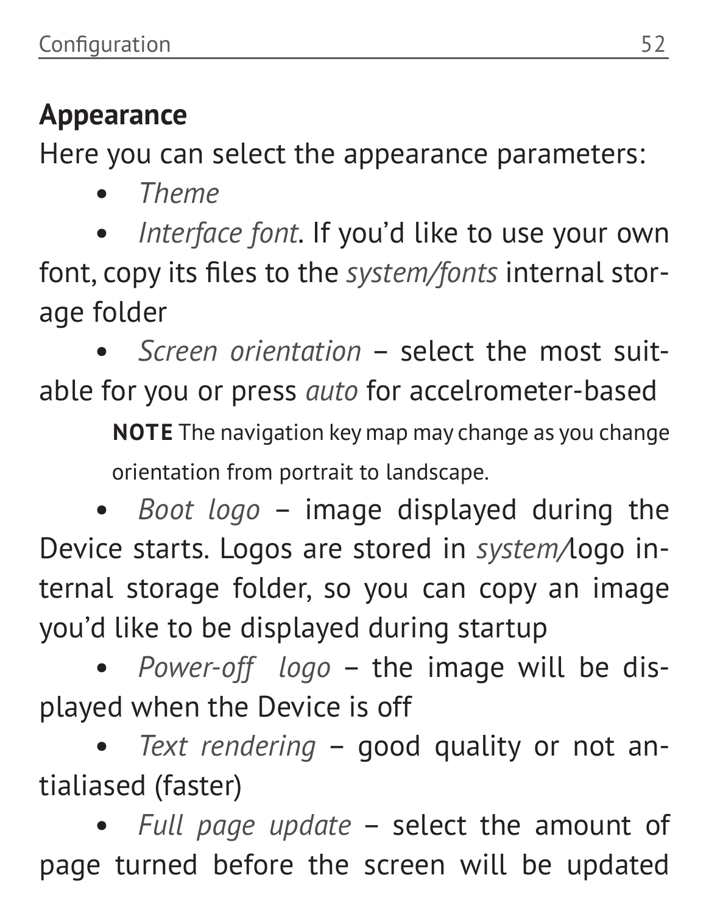## Appearance

Here you can select the appearance parameters:

- *Theme*
- *Interface font*. If you'd like to use your own font, copy its files to the *system/fonts* internal storage folder
- *Screen orientation* – select the most suitable for you or press *auto* for accelrometer-based

  **NOTE** The navigation key map may change as you change orientation from portrait to landscape.

- *Boot logo* – image displayed during the Device starts. Logos are stored in *system/*logo internal storage folder, so you can copy an image you'd like to be displayed during startup
- *Power-off logo* – the image will be displayed when the Device is off
- *Text rendering* – good quality or not antialiased (faster)
- *Full page update* – select the amount of page turned before the screen will be updated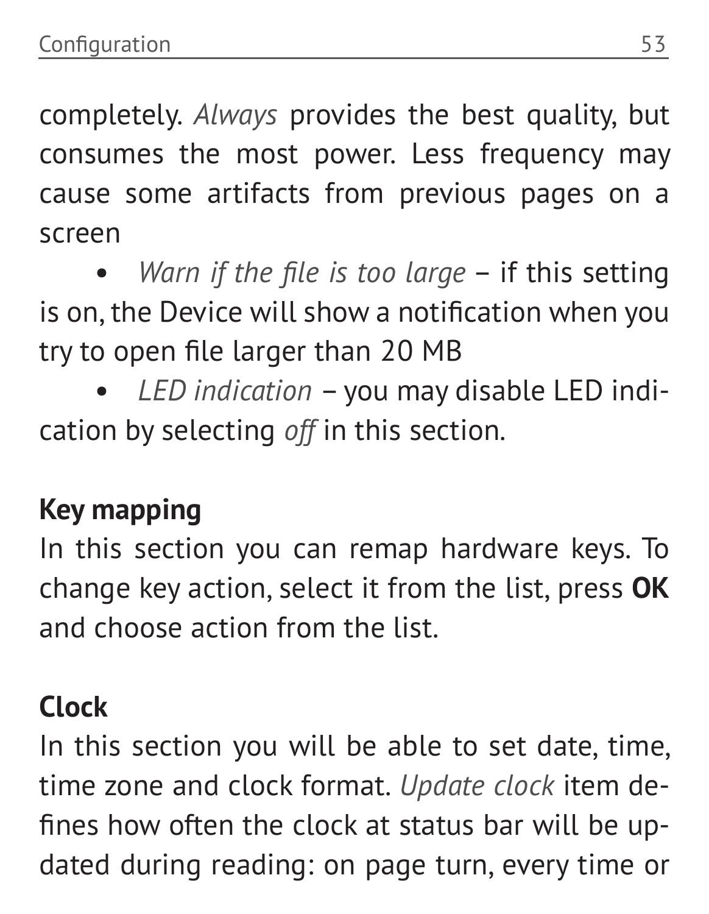completely. *Always* provides the best quality, but consumes the most power. Less frequency may cause some artifacts from previous pages on a screen

- *Warn if the file is too large* – if this setting is on, the Device will show a notification when you try to open file larger than 20 MB
- *LED indication* – you may disable LED indication by selecting *off* in this section.

**Key mapping**

In this section you can remap hardware keys. To change key action, select it from the list, press **OK** and choose action from the list.

**Clock**

In this section you will be able to set date, time, time zone and clock format. *Update clock* item defines how often the clock at status bar will be updated during reading: on page turn, every time or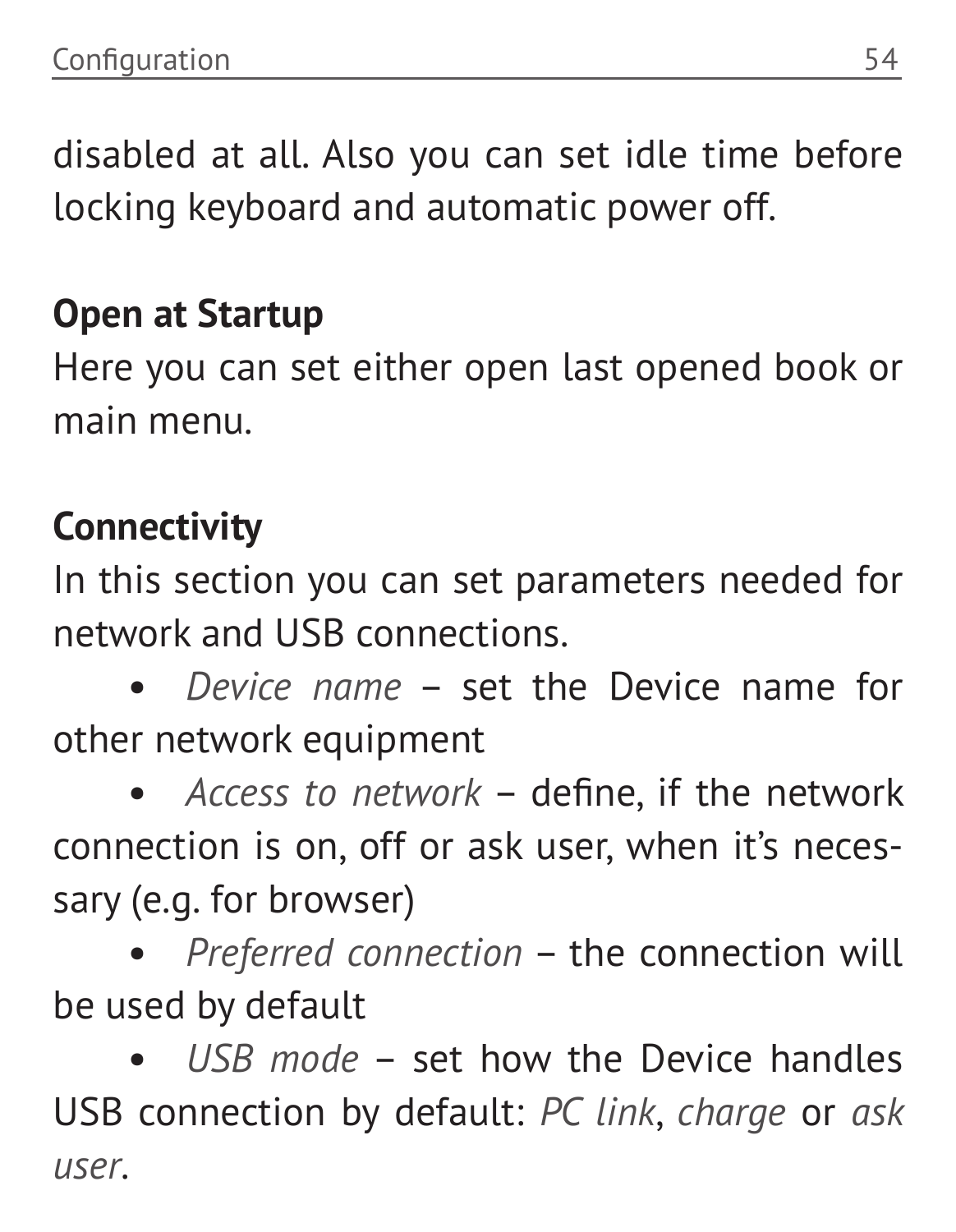disabled at all. Also you can set idle time before locking keyboard and automatic power off.

**Open at Startup**

Here you can set either open last opened book or main menu.

**Connectivity**

In this section you can set parameters needed for network and USB connections.

- *Device name* – set the Device name for other network equipment
- *Access to network* – define, if the network connection is on, off or ask user, when it's necessary (e.g. for browser)
- *Preferred connection* – the connection will be used by default
- *USB mode* – set how the Device handles USB connection by default: *PC link*, *charge* or *ask user*.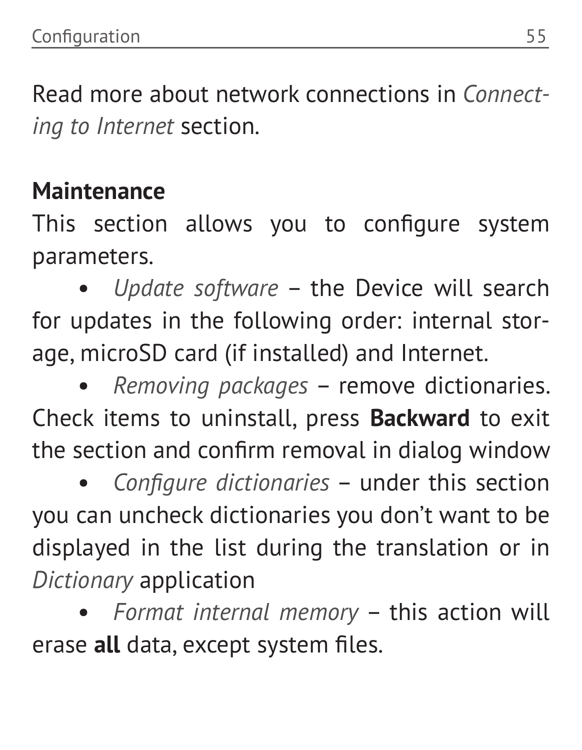Read more about network connections in *Connecting to Internet* section.

**Maintenance**

This section allows you to configure system parameters.

- *Update software* – the Device will search for updates in the following order: internal storage, microSD card (if installed) and Internet.
- *Removing packages* – remove dictionaries. Check items to uninstall, press **Backward** to exit the section and confirm removal in dialog window
- *Configure dictionaries* – under this section you can uncheck dictionaries you don't want to be displayed in the list during the translation or in *Dictionary* application
- *Format internal memory* – this action will erase **all** data, except system files.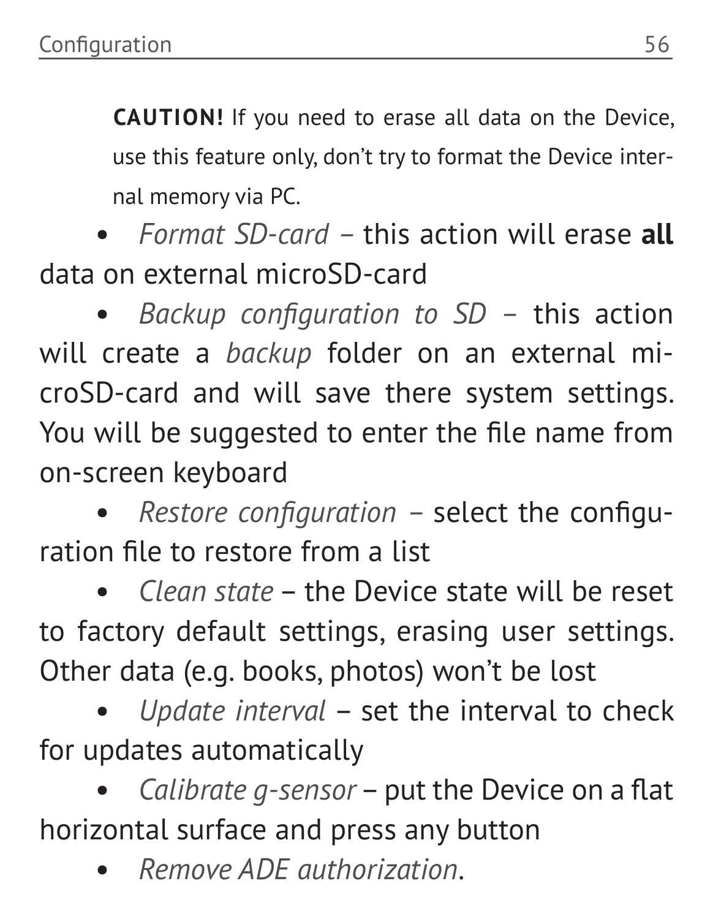**CAUTION!** If you need to erase all data on the Device, use this feature only, don't try to format the Device internal memory via PC.

- *Format SD-card* – this action will erase **all** data on external microSD-card
- *Backup configuration to SD* – this action will create a *backup* folder on an external microSD-card and will save there system settings. You will be suggested to enter the file name from on-screen keyboard
- *Restore configuration* – select the configuration file to restore from a list
- *Clean state* – the Device state will be reset to factory default settings, erasing user settings. Other data (e.g. books, photos) won't be lost
- *Update interval* – set the interval to check for updates automatically
- *Calibrate g-sensor* – put the Device on a flat horizontal surface and press any button
- *Remove ADE authorization*.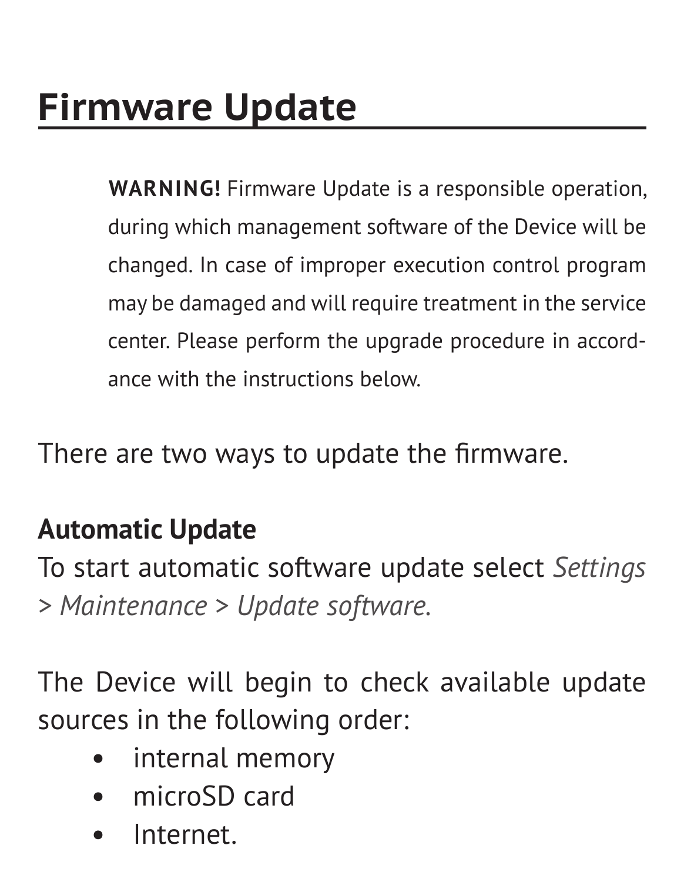# Firmware Update

> **WARNING!** Firmware Update is a responsible operation, during which management software of the Device will be changed. In case of improper execution control program may be damaged and will require treatment in the service center. Please perform the upgrade procedure in accordance with the instructions below.

There are two ways to update the firmware.

**Automatic Update**

To start automatic software update select *Settings > Maintenance > Update software.*

The Device will begin to check available update sources in the following order:

- internal memory
- microSD card
- Internet.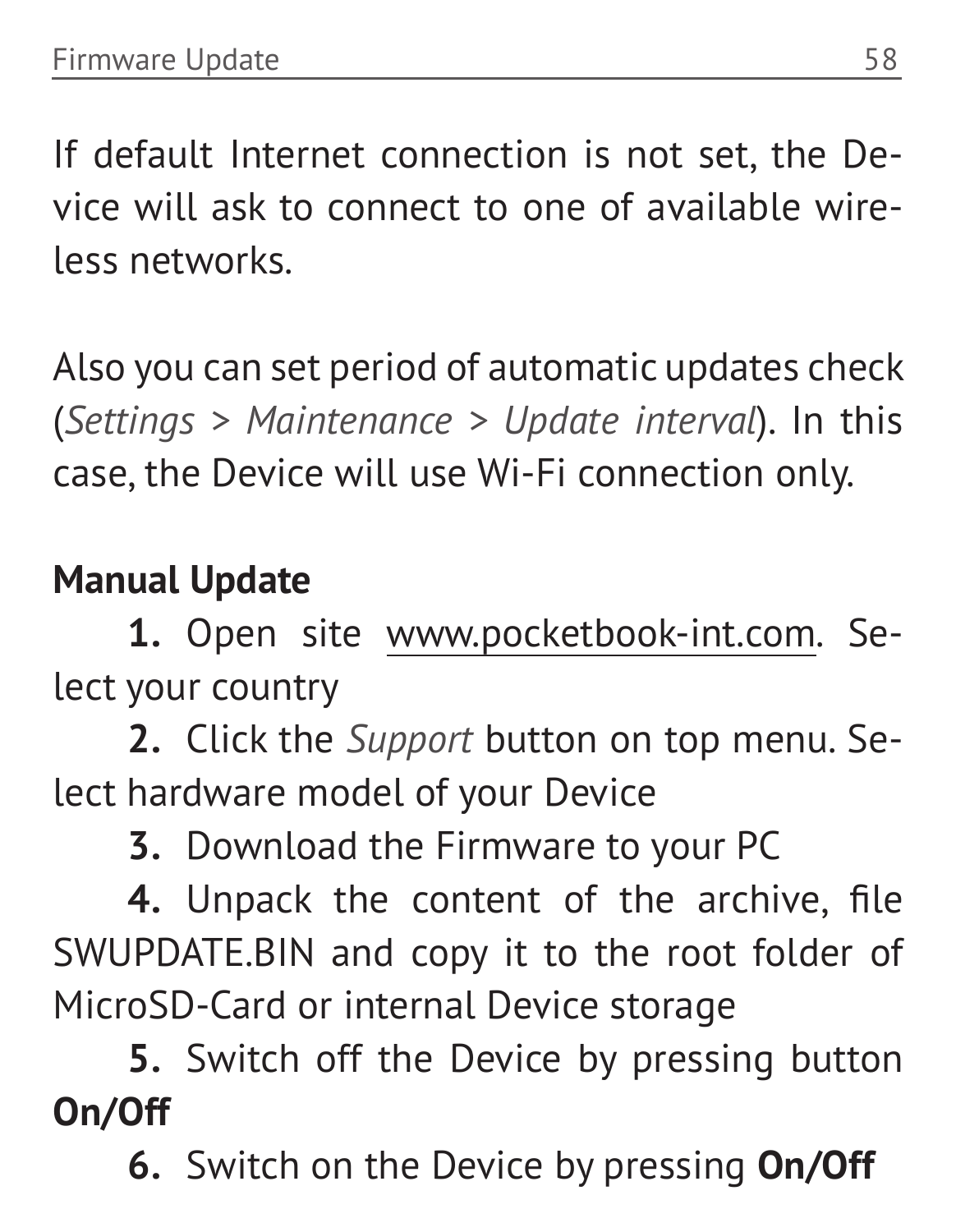If default Internet connection is not set, the Device will ask to connect to one of available wireless networks.

Also you can set period of automatic updates check (*Settings > Maintenance > Update interval*). In this case, the Device will use Wi-Fi connection only.

**Manual Update**

1. Open site www.pocketbook-int.com. Select your country
2. Click the *Support* button on top menu. Select hardware model of your Device
3. Download the Firmware to your PC
4. Unpack the content of the archive, file SWUPDATE.BIN and copy it to the root folder of MicroSD-Card or internal Device storage
5. Switch off the Device by pressing button **On/Off**
6. Switch on the Device by pressing **On/Off**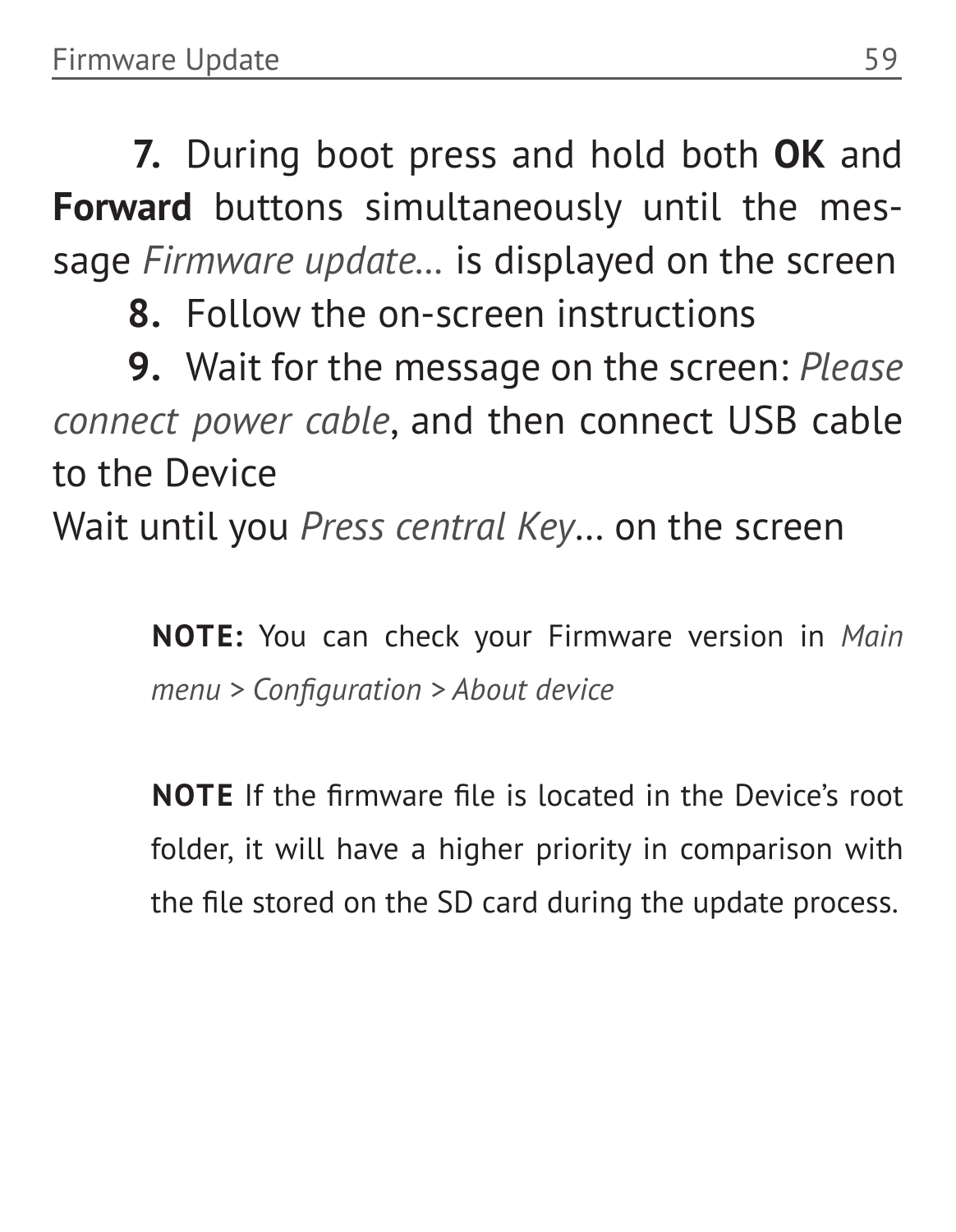7. During boot press and hold both **OK** and **Forward** buttons simultaneously until the message *Firmware update...* is displayed on the screen

8. Follow the on-screen instructions

9. Wait for the message on the screen: *Please connect power cable*, and then connect USB cable to the Device

Wait until you *Press central Key*... on the screen

> **NOTE:** You can check your Firmware version in *Main menu > Configuration > About device*

> **NOTE** If the firmware file is located in the Device's root folder, it will have a higher priority in comparison with the file stored on the SD card during the update process.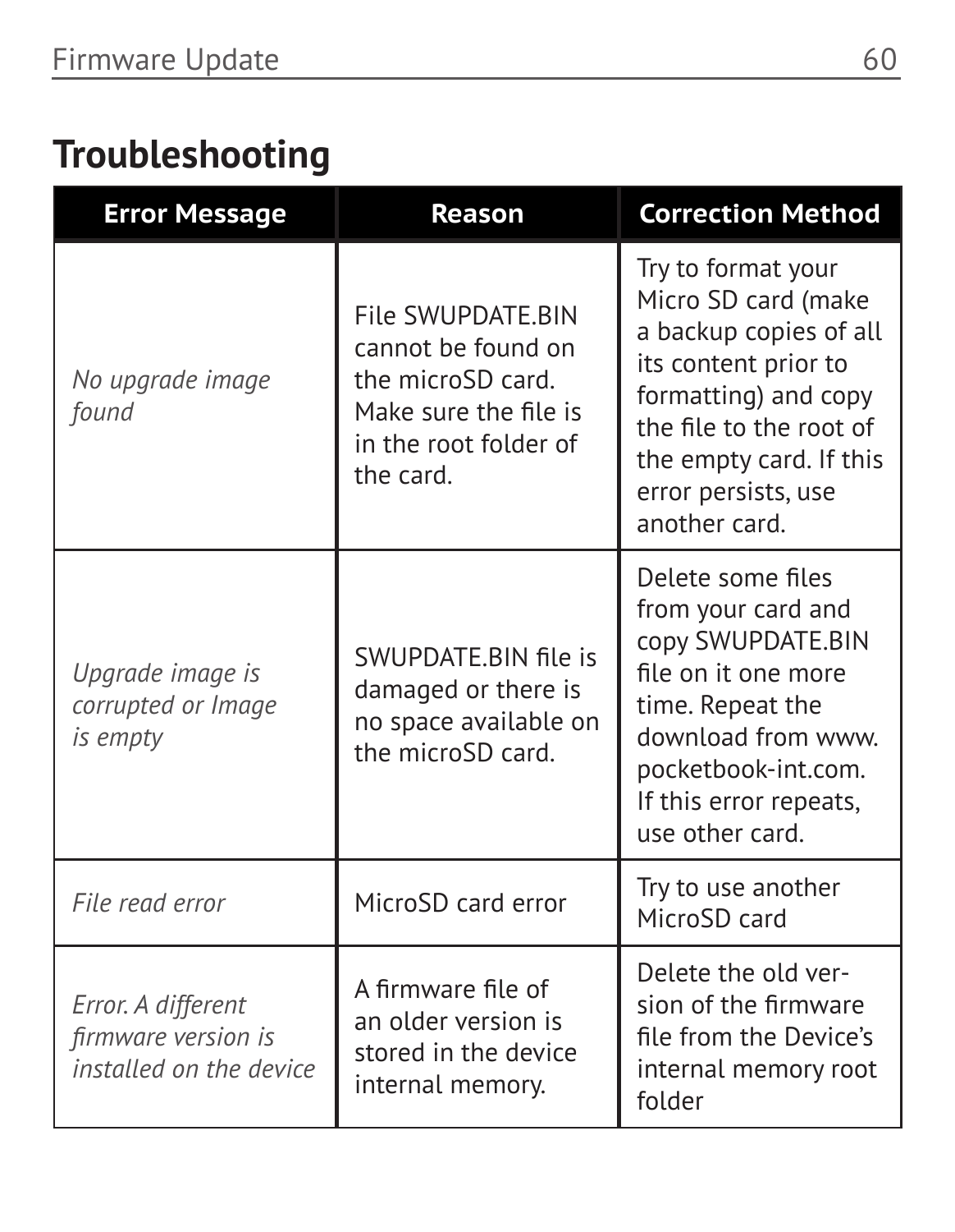## Troubleshooting

| Error Message | Reason | Correction Method |
|---|---|---|
| *No upgrade image found* | File SWUPDATE.BIN cannot be found on the microSD card. Make sure the file is in the root folder of the card. | Try to format your Micro SD card (make a backup copies of all its content prior to formatting) and copy the file to the root of the empty card. If this error persists, use another card. |
| *Upgrade image is corrupted or Image is empty* | SWUPDATE.BIN file is damaged or there is no space available on the microSD card. | Delete some files from your card and copy SWUPDATE.BIN file on it one more time. Repeat the download from www.pocketbook-int.com. If this error repeats, use other card. |
| *File read error* | MicroSD card error | Try to use another MicroSD card |
| *Error. A different firmware version is installed on the device* | A firmware file of an older version is stored in the device internal memory. | Delete the old version of the firmware file from the Device's internal memory root folder |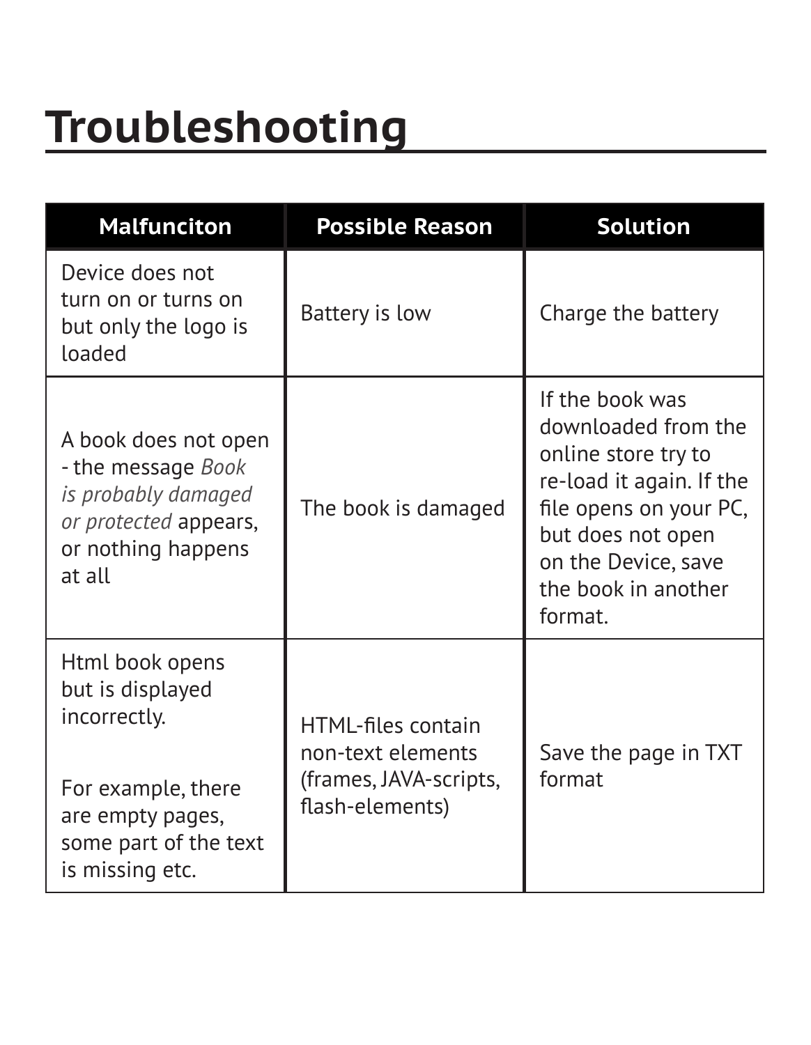# Troubleshooting

| Malfunciton | Possible Reason | Solution |
|---|---|---|
| Device does not turn on or turns on but only the logo is loaded | Battery is low | Charge the battery |
| A book does not open - the message *Book is probably damaged or protected* appears, or nothing happens at all | The book is damaged | If the book was downloaded from the online store try to re-load it again. If the file opens on your PC, but does not open on the Device, save the book in another format. |
| Html book opens but is displayed incorrectly.<br><br>For example, there are empty pages, some part of the text is missing etc. | HTML-files contain non-text elements (frames, JAVA-scripts, flash-elements) | Save the page in TXT format |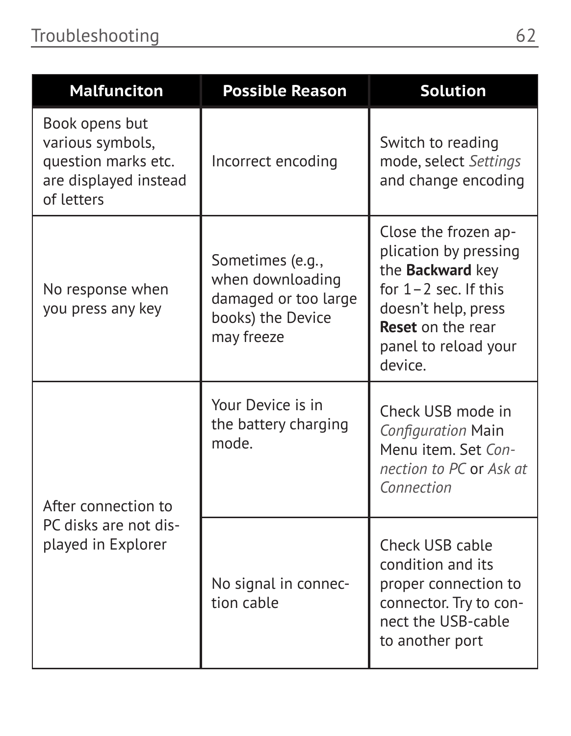| Malfunciton | Possible Reason | Solution |
|---|---|---|
| Book opens but various symbols, question marks etc. are displayed instead of letters | Incorrect encoding | Switch to reading mode, select *Settings* and change encoding |
| No response when you press any key | Sometimes (e.g., when downloading damaged or too large books) the Device may freeze | Close the frozen application by pressing the **Backward** key for 1–2 sec. If this doesn't help, press **Reset** on the rear panel to reload your device. |
| After connection to PC disks are not displayed in Explorer | Your Device is in the battery charging mode. | Check USB mode in *Configuration* Main Menu item. Set *Connection to PC* or *Ask at Connection* |
| | No signal in connection cable | Check USB cable condition and its proper connection to connector. Try to connect the USB-cable to another port |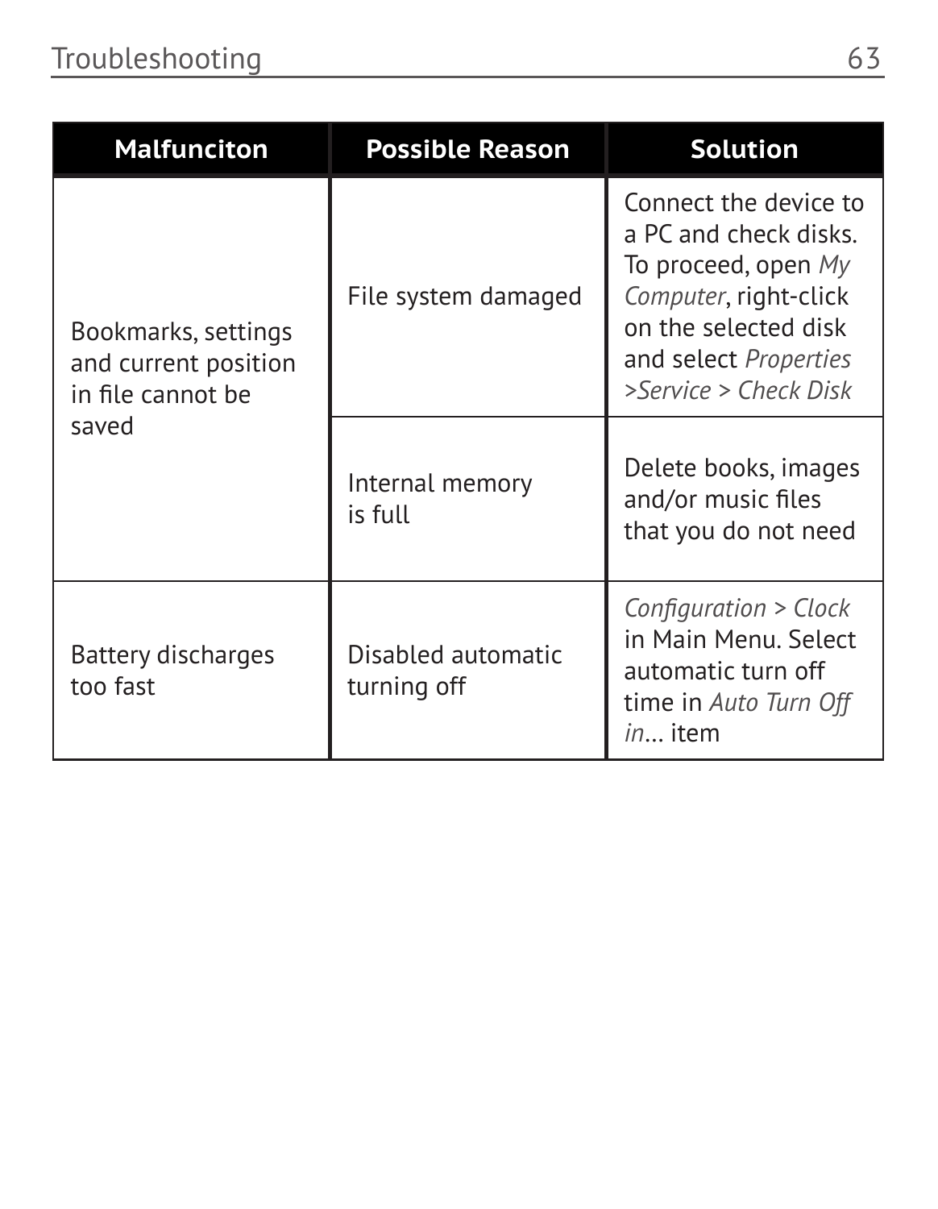| Malfunciton | Possible Reason | Solution |
| --- | --- | --- |
| Bookmarks, settings and current position in file cannot be saved | File system damaged | Connect the device to a PC and check disks. To proceed, open *My Computer*, right-click on the selected disk and select *Properties >Service > Check Disk* |
| | Internal memory is full | Delete books, images and/or music files that you do not need |
| Battery discharges too fast | Disabled automatic turning off | *Configuration > Clock* in Main Menu. Select automatic turn off time in *Auto Turn Off in*… item |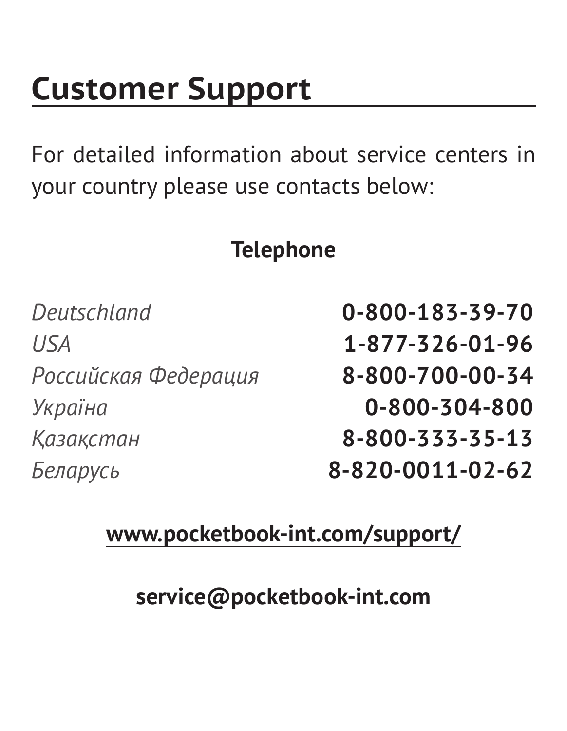# Customer Support

For detailed information about service centers in your country please use contacts below:

**Telephone**

| | |
|---|---|
| *Deutschland* | **0-800-183-39-70** |
| *USA* | **1-877-326-01-96** |
| *Российская Федерация* | **8-800-700-00-34** |
| *Україна* | **0-800-304-800** |
| *Қазақстан* | **8-800-333-35-13** |
| *Беларусь* | **8-820-0011-02-62** |

**www.pocketbook-int.com/support/**

**service@pocketbook-int.com**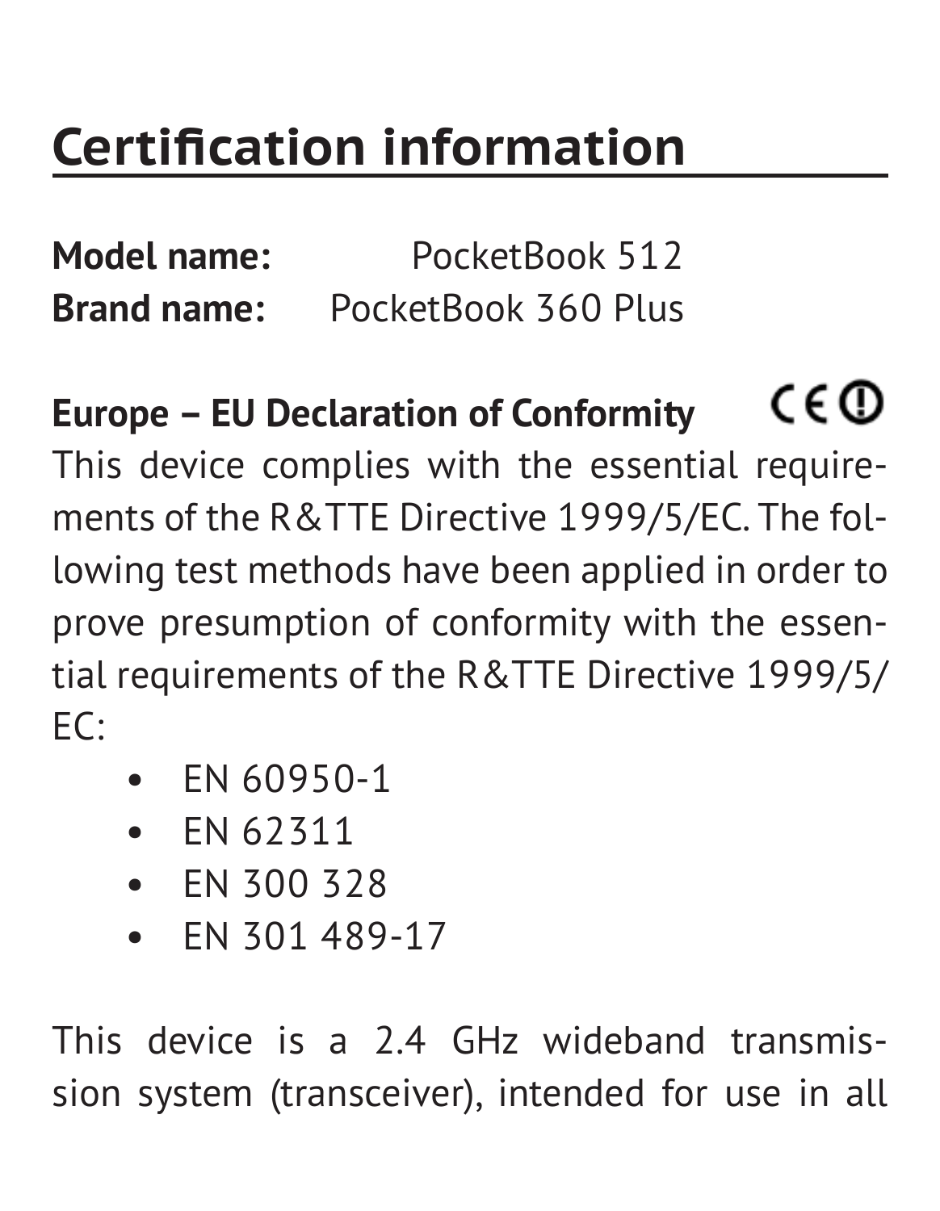# Certification information

**Model name:** PocketBook 512
**Brand name:** PocketBook 360 Plus

**Europe – EU Declaration of Conformity** CE ⓘ

This device complies with the essential requirements of the R&TTE Directive 1999/5/EC. The following test methods have been applied in order to prove presumption of conformity with the essential requirements of the R&TTE Directive 1999/5/EC:

- EN 60950-1
- EN 62311
- EN 300 328
- EN 301 489-17

This device is a 2.4 GHz wideband transmission system (transceiver), intended for use in all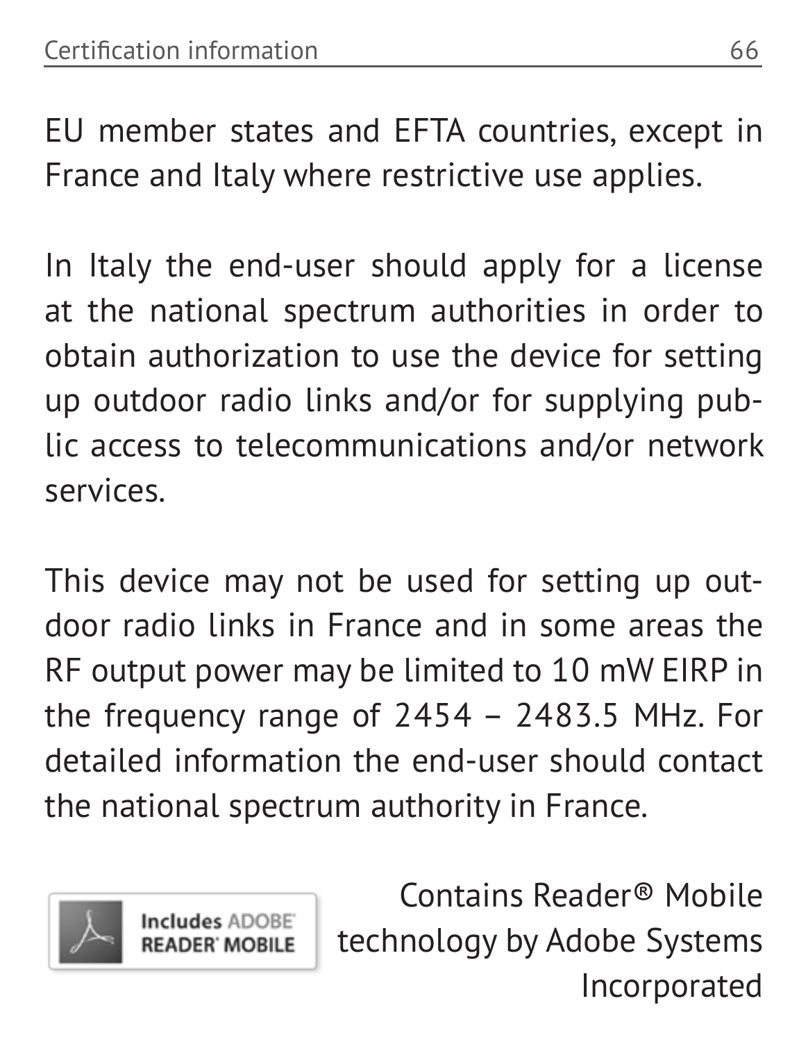EU member states and EFTA countries, except in France and Italy where restrictive use applies.

In Italy the end-user should apply for a license at the national spectrum authorities in order to obtain authorization to use the device for setting up outdoor radio links and/or for supplying public access to telecommunications and/or network services.

This device may not be used for setting up outdoor radio links in France and in some areas the RF output power may be limited to 10 mW EIRP in the frequency range of 2454 – 2483.5 MHz. For detailed information the end-user should contact the national spectrum authority in France.

Includes ADOBE READER MOBILE

Contains Reader® Mobile technology by Adobe Systems Incorporated